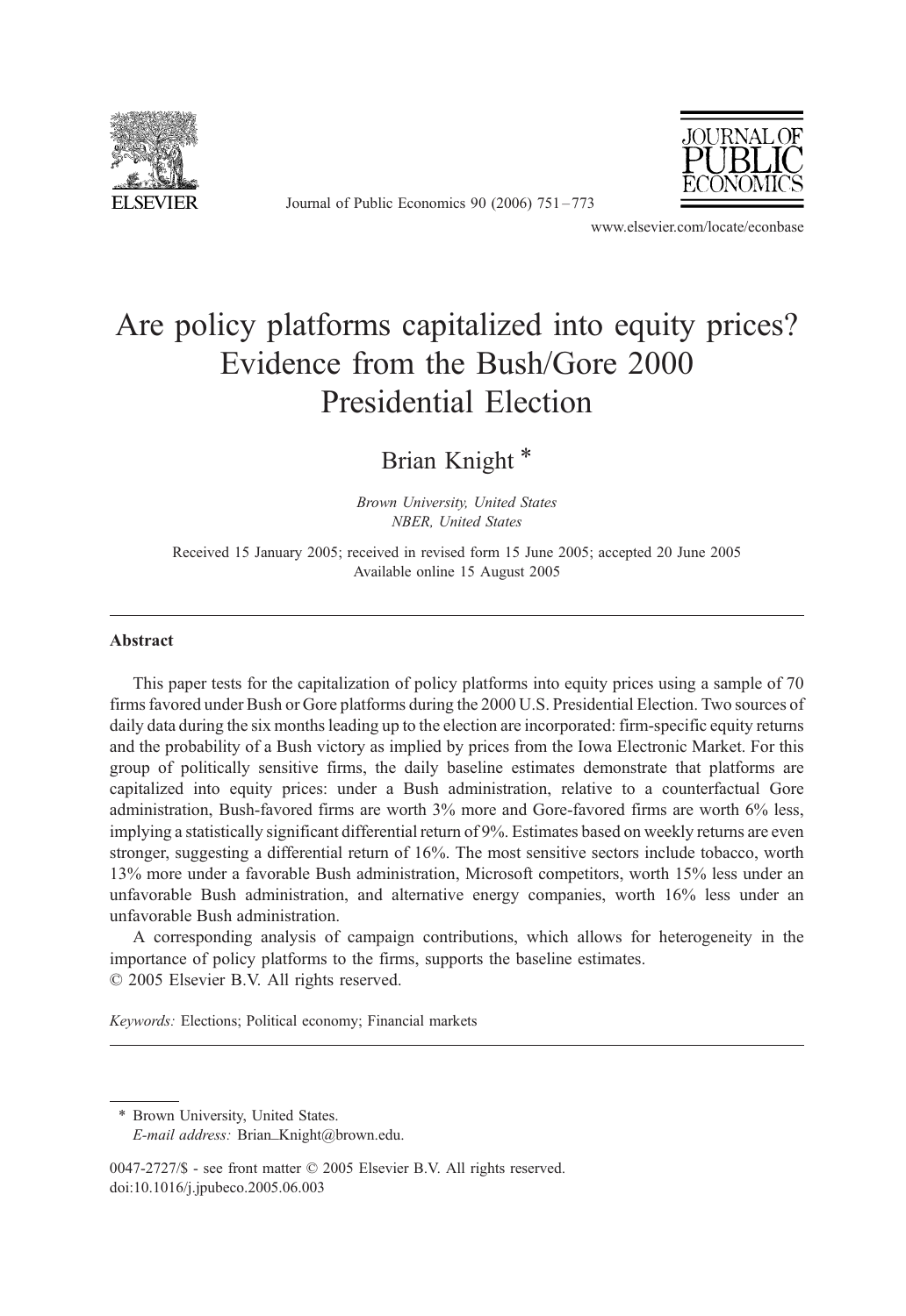# Are policy platforms capitalized into equity prices? Evidence from the Bush/Gore 2000 Presidential Election

Brian Knight [*]

*Brown University, United States*
*NBER, United States*

Received 15 January 2005; received in revised form 15 June 2005; accepted 20 June 2005
Available online 15 August 2005

---

## Abstract

This paper tests for the capitalization of policy platforms into equity prices using a sample of 70 firms favored under Bush or Gore platforms during the 2000 U.S. Presidential Election. Two sources of daily data during the six months leading up to the election are incorporated: firm-specific equity returns and the probability of a Bush victory as implied by prices from the Iowa Electronic Market. For this group of politically sensitive firms, the daily baseline estimates demonstrate that platforms are capitalized into equity prices: under a Bush administration, relative to a counterfactual Gore administration, Bush-favored firms are worth 3% more and Gore-favored firms are worth 6% less, implying a statistically significant differential return of 9%. Estimates based on weekly returns are even stronger, suggesting a differential return of 16%. The most sensitive sectors include tobacco, worth 13% more under a favorable Bush administration, Microsoft competitors, worth 15% less under an unfavorable Bush administration, and alternative energy companies, worth 16% less under an unfavorable Bush administration.

A corresponding analysis of campaign contributions, which allows for heterogeneity in the importance of policy platforms to the firms, supports the baseline estimates.

© 2005 Elsevier B.V. All rights reserved.

*Keywords:* Elections; Political economy; Financial markets

---

\* Brown University, United States.
*E-mail address:* Brian_Knight@brown.edu.

0047-2727/$ - see front matter © 2005 Elsevier B.V. All rights reserved.
doi:10.1016/j.jpubeco.2005.06.003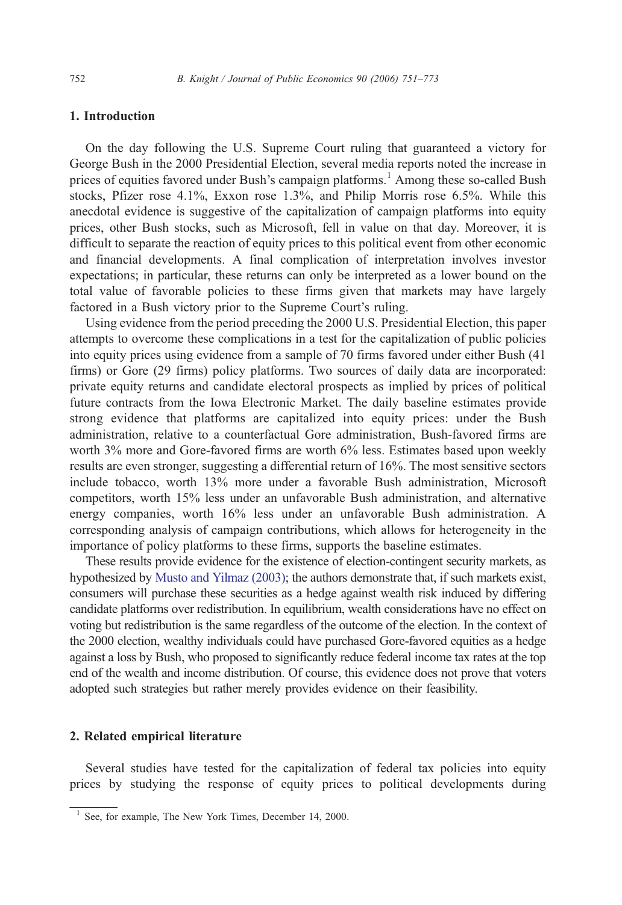## 1. Introduction

On the day following the U.S. Supreme Court ruling that guaranteed a victory for George Bush in the 2000 Presidential Election, several media reports noted the increase in prices of equities favored under Bush's campaign platforms.[1] Among these so-called Bush stocks, Pfizer rose 4.1%, Exxon rose 1.3%, and Philip Morris rose 6.5%. While this anecdotal evidence is suggestive of the capitalization of campaign platforms into equity prices, other Bush stocks, such as Microsoft, fell in value on that day. Moreover, it is difficult to separate the reaction of equity prices to this political event from other economic and financial developments. A final complication of interpretation involves investor expectations; in particular, these returns can only be interpreted as a lower bound on the total value of favorable policies to these firms given that markets may have largely factored in a Bush victory prior to the Supreme Court's ruling.

Using evidence from the period preceding the 2000 U.S. Presidential Election, this paper attempts to overcome these complications in a test for the capitalization of public policies into equity prices using evidence from a sample of 70 firms favored under either Bush (41 firms) or Gore (29 firms) policy platforms. Two sources of daily data are incorporated: private equity returns and candidate electoral prospects as implied by prices of political future contracts from the Iowa Electronic Market. The daily baseline estimates provide strong evidence that platforms are capitalized into equity prices: under the Bush administration, relative to a counterfactual Gore administration, Bush-favored firms are worth 3% more and Gore-favored firms are worth 6% less. Estimates based upon weekly results are even stronger, suggesting a differential return of 16%. The most sensitive sectors include tobacco, worth 13% more under a favorable Bush administration, Microsoft competitors, worth 15% less under an unfavorable Bush administration, and alternative energy companies, worth 16% less under an unfavorable Bush administration. A corresponding analysis of campaign contributions, which allows for heterogeneity in the importance of policy platforms to these firms, supports the baseline estimates.

These results provide evidence for the existence of election-contingent security markets, as hypothesized by Musto and Yilmaz (2003); the authors demonstrate that, if such markets exist, consumers will purchase these securities as a hedge against wealth risk induced by differing candidate platforms over redistribution. In equilibrium, wealth considerations have no effect on voting but redistribution is the same regardless of the outcome of the election. In the context of the 2000 election, wealthy individuals could have purchased Gore-favored equities as a hedge against a loss by Bush, who proposed to significantly reduce federal income tax rates at the top end of the wealth and income distribution. Of course, this evidence does not prove that voters adopted such strategies but rather merely provides evidence on their feasibility.

## 2. Related empirical literature

Several studies have tested for the capitalization of federal tax policies into equity prices by studying the response of equity prices to political developments during

[1] See, for example, The New York Times, December 14, 2000.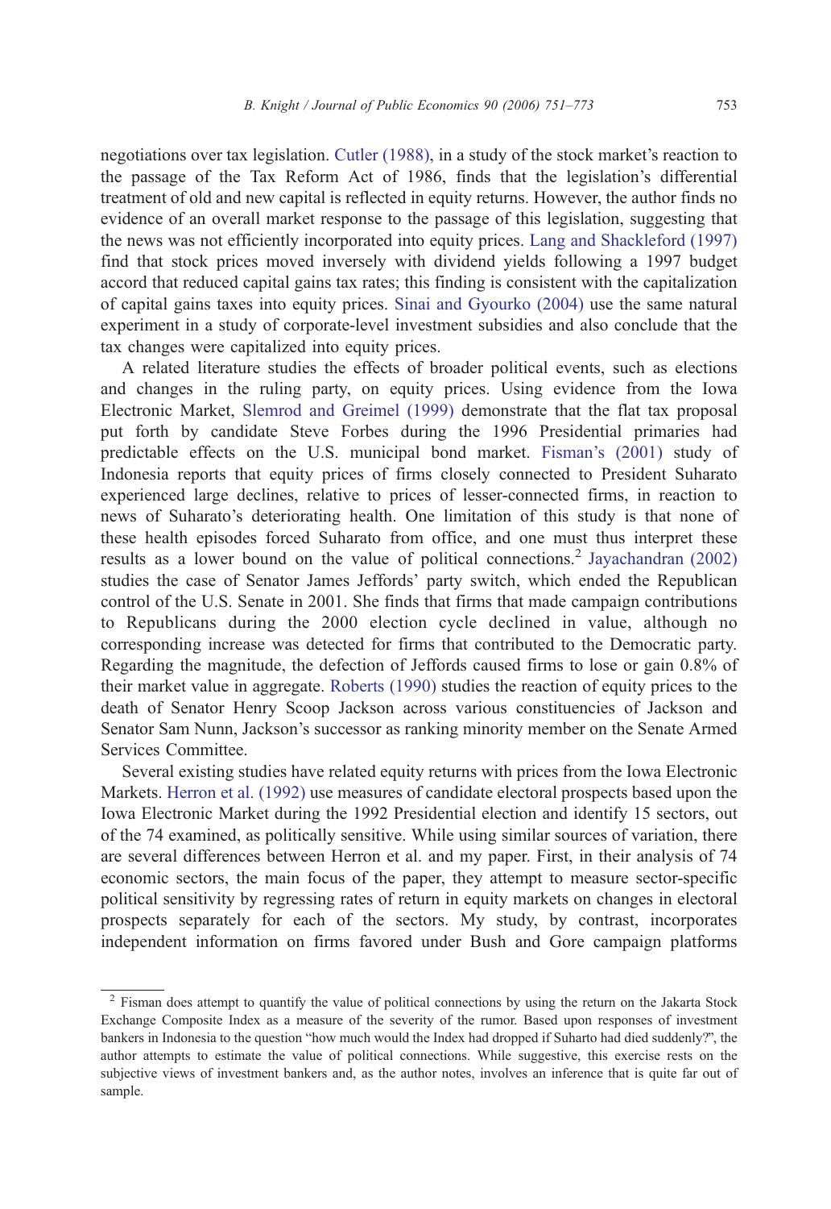negotiations over tax legislation. Cutler (1988), in a study of the stock market's reaction to the passage of the Tax Reform Act of 1986, finds that the legislation's differential treatment of old and new capital is reflected in equity returns. However, the author finds no evidence of an overall market response to the passage of this legislation, suggesting that the news was not efficiently incorporated into equity prices. Lang and Shackleford (1997) find that stock prices moved inversely with dividend yields following a 1997 budget accord that reduced capital gains tax rates; this finding is consistent with the capitalization of capital gains taxes into equity prices. Sinai and Gyourko (2004) use the same natural experiment in a study of corporate-level investment subsidies and also conclude that the tax changes were capitalized into equity prices.

A related literature studies the effects of broader political events, such as elections and changes in the ruling party, on equity prices. Using evidence from the Iowa Electronic Market, Slemrod and Greimel (1999) demonstrate that the flat tax proposal put forth by candidate Steve Forbes during the 1996 Presidential primaries had predictable effects on the U.S. municipal bond market. Fisman's (2001) study of Indonesia reports that equity prices of firms closely connected to President Suharato experienced large declines, relative to prices of lesser-connected firms, in reaction to news of Suharato's deteriorating health. One limitation of this study is that none of these health episodes forced Suharato from office, and one must thus interpret these results as a lower bound on the value of political connections.[2] Jayachandran (2002) studies the case of Senator James Jeffords' party switch, which ended the Republican control of the U.S. Senate in 2001. She finds that firms that made campaign contributions to Republicans during the 2000 election cycle declined in value, although no corresponding increase was detected for firms that contributed to the Democratic party. Regarding the magnitude, the defection of Jeffords caused firms to lose or gain 0.8% of their market value in aggregate. Roberts (1990) studies the reaction of equity prices to the death of Senator Henry Scoop Jackson across various constituencies of Jackson and Senator Sam Nunn, Jackson's successor as ranking minority member on the Senate Armed Services Committee.

Several existing studies have related equity returns with prices from the Iowa Electronic Markets. Herron et al. (1992) use measures of candidate electoral prospects based upon the Iowa Electronic Market during the 1992 Presidential election and identify 15 sectors, out of the 74 examined, as politically sensitive. While using similar sources of variation, there are several differences between Herron et al. and my paper. First, in their analysis of 74 economic sectors, the main focus of the paper, they attempt to measure sector-specific political sensitivity by regressing rates of return in equity markets on changes in electoral prospects separately for each of the sectors. My study, by contrast, incorporates independent information on firms favored under Bush and Gore campaign platforms

[2] Fisman does attempt to quantify the value of political connections by using the return on the Jakarta Stock Exchange Composite Index as a measure of the severity of the rumor. Based upon responses of investment bankers in Indonesia to the question "how much would the Index had dropped if Suharto had died suddenly?", the author attempts to estimate the value of political connections. While suggestive, this exercise rests on the subjective views of investment bankers and, as the author notes, involves an inference that is quite far out of sample.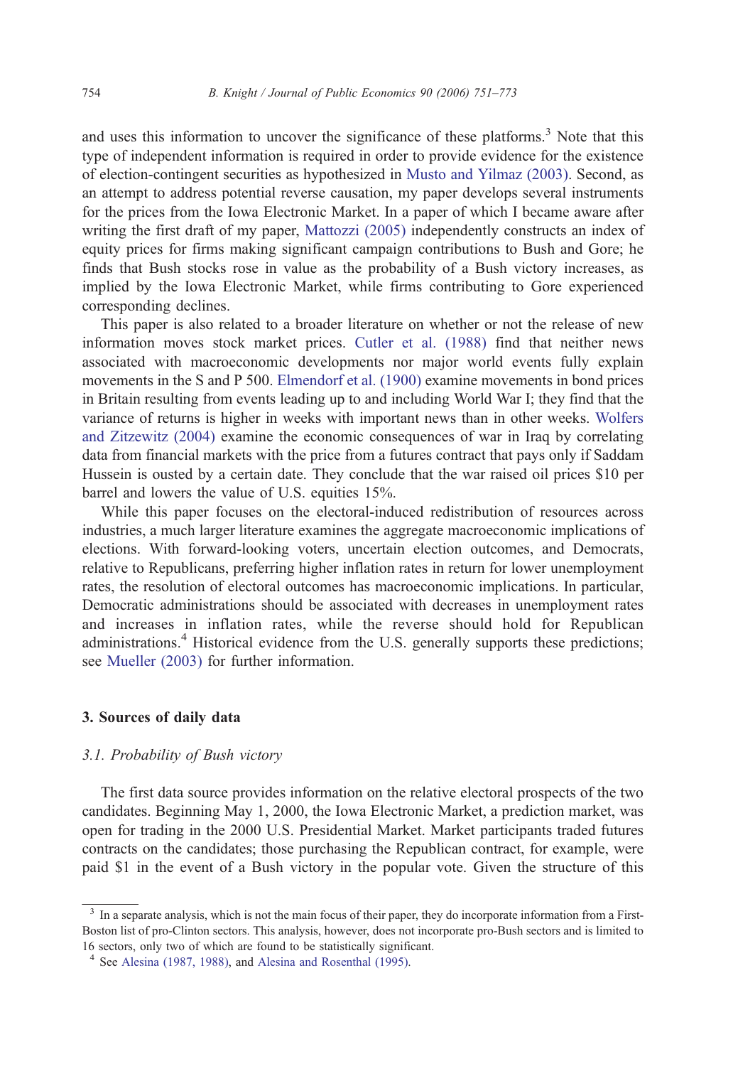and uses this information to uncover the significance of these platforms.[3] Note that this type of independent information is required in order to provide evidence for the existence of election-contingent securities as hypothesized in Musto and Yilmaz (2003). Second, as an attempt to address potential reverse causation, my paper develops several instruments for the prices from the Iowa Electronic Market. In a paper of which I became aware after writing the first draft of my paper, Mattozzi (2005) independently constructs an index of equity prices for firms making significant campaign contributions to Bush and Gore; he finds that Bush stocks rose in value as the probability of a Bush victory increases, as implied by the Iowa Electronic Market, while firms contributing to Gore experienced corresponding declines.

This paper is also related to a broader literature on whether or not the release of new information moves stock market prices. Cutler et al. (1988) find that neither news associated with macroeconomic developments nor major world events fully explain movements in the S and P 500. Elmendorf et al. (1900) examine movements in bond prices in Britain resulting from events leading up to and including World War I; they find that the variance of returns is higher in weeks with important news than in other weeks. Wolfers and Zitzewitz (2004) examine the economic consequences of war in Iraq by correlating data from financial markets with the price from a futures contract that pays only if Saddam Hussein is ousted by a certain date. They conclude that the war raised oil prices $10 per barrel and lowers the value of U.S. equities 15%.

While this paper focuses on the electoral-induced redistribution of resources across industries, a much larger literature examines the aggregate macroeconomic implications of elections. With forward-looking voters, uncertain election outcomes, and Democrats, relative to Republicans, preferring higher inflation rates in return for lower unemployment rates, the resolution of electoral outcomes has macroeconomic implications. In particular, Democratic administrations should be associated with decreases in unemployment rates and increases in inflation rates, while the reverse should hold for Republican administrations.[4] Historical evidence from the U.S. generally supports these predictions; see Mueller (2003) for further information.

## 3. Sources of daily data

### *3.1. Probability of Bush victory*

The first data source provides information on the relative electoral prospects of the two candidates. Beginning May 1, 2000, the Iowa Electronic Market, a prediction market, was open for trading in the 2000 U.S. Presidential Market. Market participants traded futures contracts on the candidates; those purchasing the Republican contract, for example, were paid $1 in the event of a Bush victory in the popular vote. Given the structure of this

---

[3] In a separate analysis, which is not the main focus of their paper, they do incorporate information from a First-Boston list of pro-Clinton sectors. This analysis, however, does not incorporate pro-Bush sectors and is limited to 16 sectors, only two of which are found to be statistically significant.

[4] See Alesina (1987, 1988), and Alesina and Rosenthal (1995).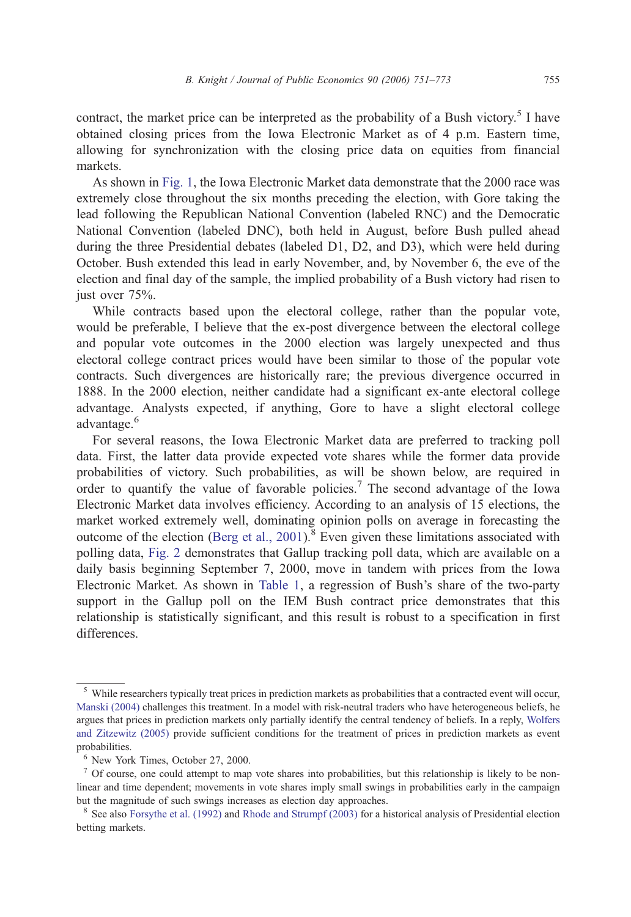contract, the market price can be interpreted as the probability of a Bush victory.[5] I have obtained closing prices from the Iowa Electronic Market as of 4 p.m. Eastern time, allowing for synchronization with the closing price data on equities from financial markets.

As shown in Fig. 1, the Iowa Electronic Market data demonstrate that the 2000 race was extremely close throughout the six months preceding the election, with Gore taking the lead following the Republican National Convention (labeled RNC) and the Democratic National Convention (labeled DNC), both held in August, before Bush pulled ahead during the three Presidential debates (labeled D1, D2, and D3), which were held during October. Bush extended this lead in early November, and, by November 6, the eve of the election and final day of the sample, the implied probability of a Bush victory had risen to just over 75%.

While contracts based upon the electoral college, rather than the popular vote, would be preferable, I believe that the ex-post divergence between the electoral college and popular vote outcomes in the 2000 election was largely unexpected and thus electoral college contract prices would have been similar to those of the popular vote contracts. Such divergences are historically rare; the previous divergence occurred in 1888. In the 2000 election, neither candidate had a significant ex-ante electoral college advantage. Analysts expected, if anything, Gore to have a slight electoral college advantage.[6]

For several reasons, the Iowa Electronic Market data are preferred to tracking poll data. First, the latter data provide expected vote shares while the former data provide probabilities of victory. Such probabilities, as will be shown below, are required in order to quantify the value of favorable policies.[7] The second advantage of the Iowa Electronic Market data involves efficiency. According to an analysis of 15 elections, the market worked extremely well, dominating opinion polls on average in forecasting the outcome of the election (Berg et al., 2001).[8] Even given these limitations associated with polling data, Fig. 2 demonstrates that Gallup tracking poll data, which are available on a daily basis beginning September 7, 2000, move in tandem with prices from the Iowa Electronic Market. As shown in Table 1, a regression of Bush's share of the two-party support in the Gallup poll on the IEM Bush contract price demonstrates that this relationship is statistically significant, and this result is robust to a specification in first differences.

---

[5] While researchers typically treat prices in prediction markets as probabilities that a contracted event will occur, Manski (2004) challenges this treatment. In a model with risk-neutral traders who have heterogeneous beliefs, he argues that prices in prediction markets only partially identify the central tendency of beliefs. In a reply, Wolfers and Zitzewitz (2005) provide sufficient conditions for the treatment of prices in prediction markets as event probabilities.

[6] New York Times, October 27, 2000.

[7] Of course, one could attempt to map vote shares into probabilities, but this relationship is likely to be non-linear and time dependent; movements in vote shares imply small swings in probabilities early in the campaign but the magnitude of such swings increases as election day approaches.

[8] See also Forsythe et al. (1992) and Rhode and Strumpf (2003) for a historical analysis of Presidential election betting markets.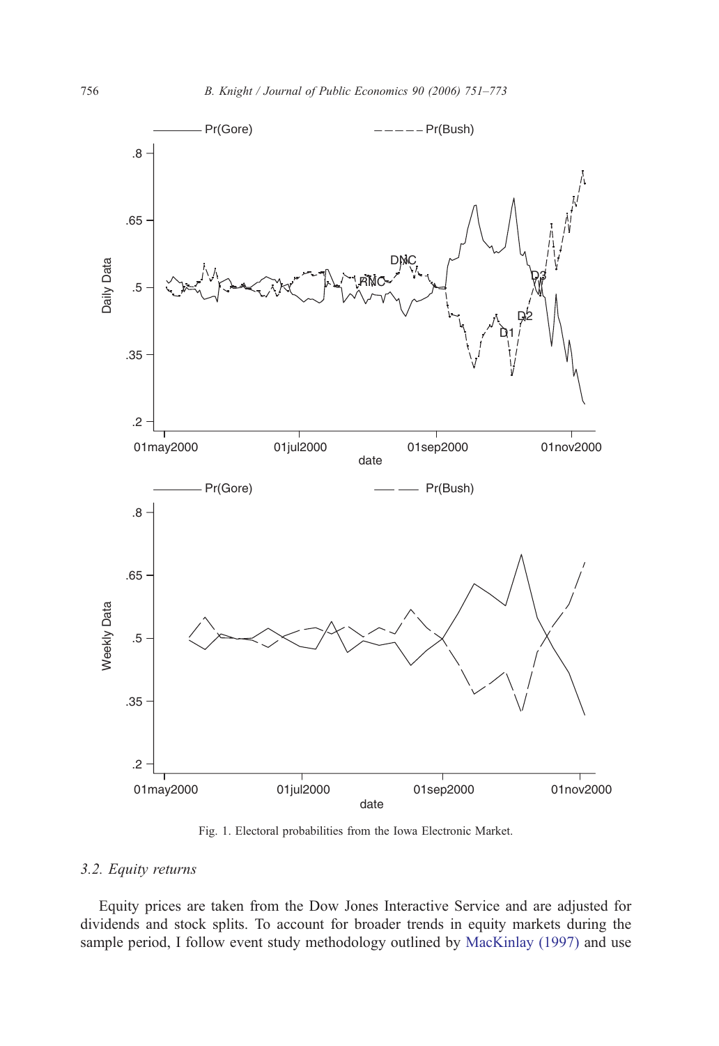Fig. 1. Electoral probabilities from the Iowa Electronic Market.

### 3.2. Equity returns

Equity prices are taken from the Dow Jones Interactive Service and are adjusted for dividends and stock splits. To account for broader trends in equity markets during the sample period, I follow event study methodology outlined by MacKinlay (1997) and use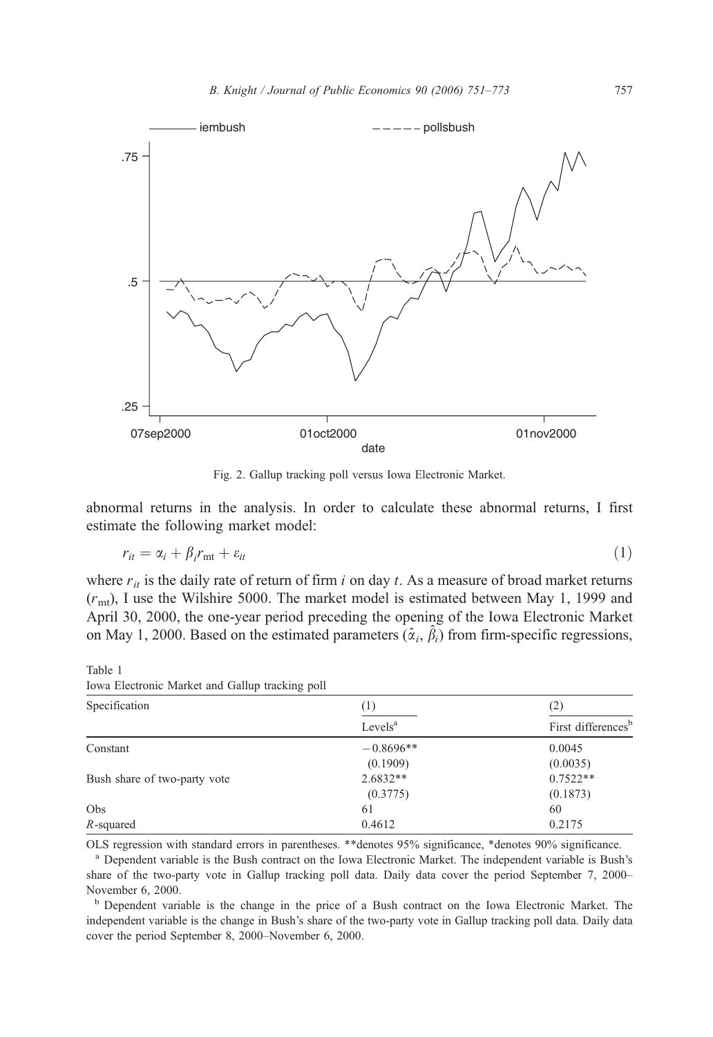Fig. 2. Gallup tracking poll versus Iowa Electronic Market.

abnormal returns in the analysis. In order to calculate these abnormal returns, I first estimate the following market model:

$$r_{it} = \alpha_i + \beta_i r_{\mathrm{mt}} + \varepsilon_{it} \tag{1}$$

where $r_{it}$ is the daily rate of return of firm $i$ on day $t$. As a measure of broad market returns ($r_{\mathrm{mt}}$), I use the Wilshire 5000. The market model is estimated between May 1, 1999 and April 30, 2000, the one-year period preceding the opening of the Iowa Electronic Market on May 1, 2000. Based on the estimated parameters ($\hat{\alpha}_i$, $\hat{\beta}_i$) from firm-specific regressions,

Table 1
Iowa Electronic Market and Gallup tracking poll

| Specification | (1) | (2) |
|---|---|---|
| | Levels[a] | First differences[b] |
| Constant | −0.8696** | 0.0045 |
| | (0.1909) | (0.0035) |
| Bush share of two-party vote | 2.6832** | 0.7522** |
| | (0.3775) | (0.1873) |
| Obs | 61 | 60 |
| $R$-squared | 0.4612 | 0.2175 |

OLS regression with standard errors in parentheses. **denotes 95% significance, *denotes 90% significance.

[a] Dependent variable is the Bush contract on the Iowa Electronic Market. The independent variable is Bush's share of the two-party vote in Gallup tracking poll data. Daily data cover the period September 7, 2000–November 6, 2000.

[b] Dependent variable is the change in the price of a Bush contract on the Iowa Electronic Market. The independent variable is the change in Bush's share of the two-party vote in Gallup tracking poll data. Daily data cover the period September 8, 2000–November 6, 2000.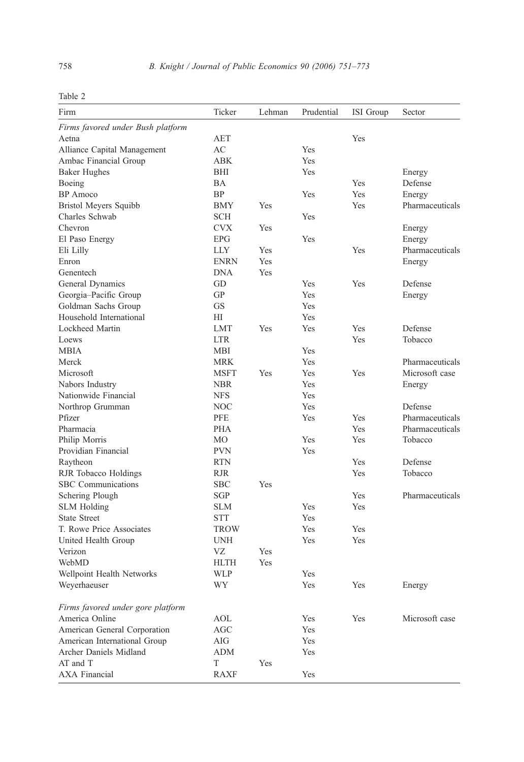Table 2

| Firm | Ticker | Lehman | Prudential | ISI Group | Sector |
|---|---|---|---|---|---|
| *Firms favored under Bush platform* | | | | | |
| Aetna | AET | | | Yes | |
| Alliance Capital Management | AC | | Yes | | |
| Ambac Financial Group | ABK | | Yes | | |
| Baker Hughes | BHI | | Yes | | Energy |
| Boeing | BA | | | Yes | Defense |
| BP Amoco | BP | | Yes | Yes | Energy |
| Bristol Meyers Squibb | BMY | Yes | | Yes | Pharmaceuticals |
| Charles Schwab | SCH | | Yes | | |
| Chevron | CVX | Yes | | | Energy |
| El Paso Energy | EPG | | Yes | | Energy |
| Eli Lilly | LLY | Yes | | Yes | Pharmaceuticals |
| Enron | ENRN | Yes | | | Energy |
| Genentech | DNA | Yes | | | |
| General Dynamics | GD | | Yes | Yes | Defense |
| Georgia–Pacific Group | GP | | Yes | | Energy |
| Goldman Sachs Group | GS | | Yes | | |
| Household International | HI | | Yes | | |
| Lockheed Martin | LMT | Yes | Yes | Yes | Defense |
| Loews | LTR | | | Yes | Tobacco |
| MBIA | MBI | | Yes | | |
| Merck | MRK | | Yes | | Pharmaceuticals |
| Microsoft | MSFT | Yes | Yes | Yes | Microsoft case |
| Nabors Industry | NBR | | Yes | | Energy |
| Nationwide Financial | NFS | | Yes | | |
| Northrop Grumman | NOC | | Yes | | Defense |
| Pfizer | PFE | | Yes | Yes | Pharmaceuticals |
| Pharmacia | PHA | | | Yes | Pharmaceuticals |
| Philip Morris | MO | | Yes | Yes | Tobacco |
| Providian Financial | PVN | | Yes | | |
| Raytheon | RTN | | | Yes | Defense |
| RJR Tobacco Holdings | RJR | | | Yes | Tobacco |
| SBC Communications | SBC | Yes | | | |
| Schering Plough | SGP | | | Yes | Pharmaceuticals |
| SLM Holding | SLM | | Yes | Yes | |
| State Street | STT | | Yes | | |
| T. Rowe Price Associates | TROW | | Yes | Yes | |
| United Health Group | UNH | | Yes | Yes | |
| Verizon | VZ | Yes | | | |
| WebMD | HLTH | Yes | | | |
| Wellpoint Health Networks | WLP | | Yes | | |
| Weyerhaeuser | WY | | Yes | Yes | Energy |
| *Firms favored under gore platform* | | | | | |
| America Online | AOL | | Yes | Yes | Microsoft case |
| American General Corporation | AGC | | Yes | | |
| American International Group | AIG | | Yes | | |
| Archer Daniels Midland | ADM | | Yes | | |
| AT and T | T | Yes | | | |
| AXA Financial | RAXF | | Yes | | |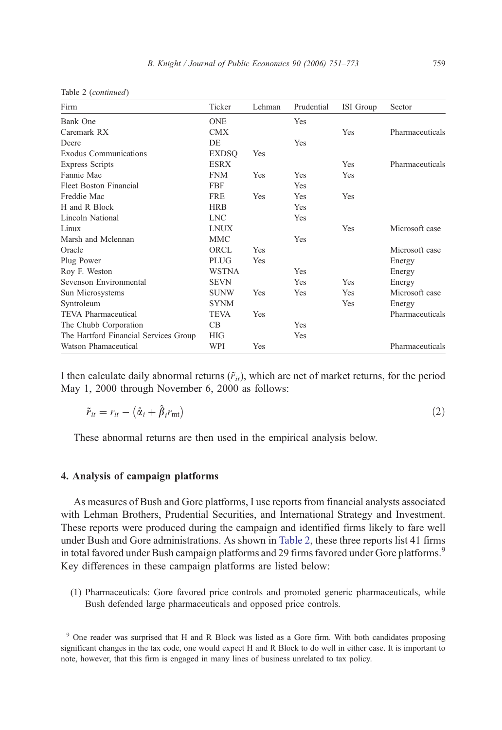Table 2 (*continued*)

| Firm | Ticker | Lehman | Prudential | ISI Group | Sector |
|---|---|---|---|---|---|
| Bank One | ONE | | Yes | | |
| Caremark RX | CMX | | | Yes | Pharmaceuticals |
| Deere | DE | | Yes | | |
| Exodus Communications | EXDSQ | Yes | | | |
| Express Scripts | ESRX | | | Yes | Pharmaceuticals |
| Fannie Mae | FNM | Yes | Yes | Yes | |
| Fleet Boston Financial | FBF | | Yes | | |
| Freddie Mac | FRE | Yes | Yes | Yes | |
| H and R Block | HRB | | Yes | | |
| Lincoln National | LNC | | Yes | | |
| Linux | LNUX | | | Yes | Microsoft case |
| Marsh and Mclennan | MMC | | Yes | | |
| Oracle | ORCL | Yes | | | Microsoft case |
| Plug Power | PLUG | Yes | | | Energy |
| Roy F. Weston | WSTNA | | Yes | | Energy |
| Sevenson Environmental | SEVN | | Yes | Yes | Energy |
| Sun Microsystems | SUNW | Yes | Yes | Yes | Microsoft case |
| Syntroleum | SYNM | | | Yes | Energy |
| TEVA Pharmaceutical | TEVA | Yes | | | Pharmaceuticals |
| The Chubb Corporation | CB | | Yes | | |
| The Hartford Financial Services Group | HIG | | Yes | | |
| Watson Phamaceutical | WPI | Yes | | | Pharmaceuticals |

I then calculate daily abnormal returns ($\tilde{r}_{it}$), which are net of market returns, for the period May 1, 2000 through November 6, 2000 as follows:

$$\tilde{r}_{it} = r_{it} - \left(\hat{\alpha}_i + \hat{\beta}_i r_{\text{mt}}\right) \tag{2}$$

These abnormal returns are then used in the empirical analysis below.

## 4. Analysis of campaign platforms

As measures of Bush and Gore platforms, I use reports from financial analysts associated with Lehman Brothers, Prudential Securities, and International Strategy and Investment. These reports were produced during the campaign and identified firms likely to fare well under Bush and Gore administrations. As shown in Table 2, these three reports list 41 firms in total favored under Bush campaign platforms and 29 firms favored under Gore platforms.[9] Key differences in these campaign platforms are listed below:

(1) Pharmaceuticals: Gore favored price controls and promoted generic pharmaceuticals, while Bush defended large pharmaceuticals and opposed price controls.

[9] One reader was surprised that H and R Block was listed as a Gore firm. With both candidates proposing significant changes in the tax code, one would expect H and R Block to do well in either case. It is important to note, however, that this firm is engaged in many lines of business unrelated to tax policy.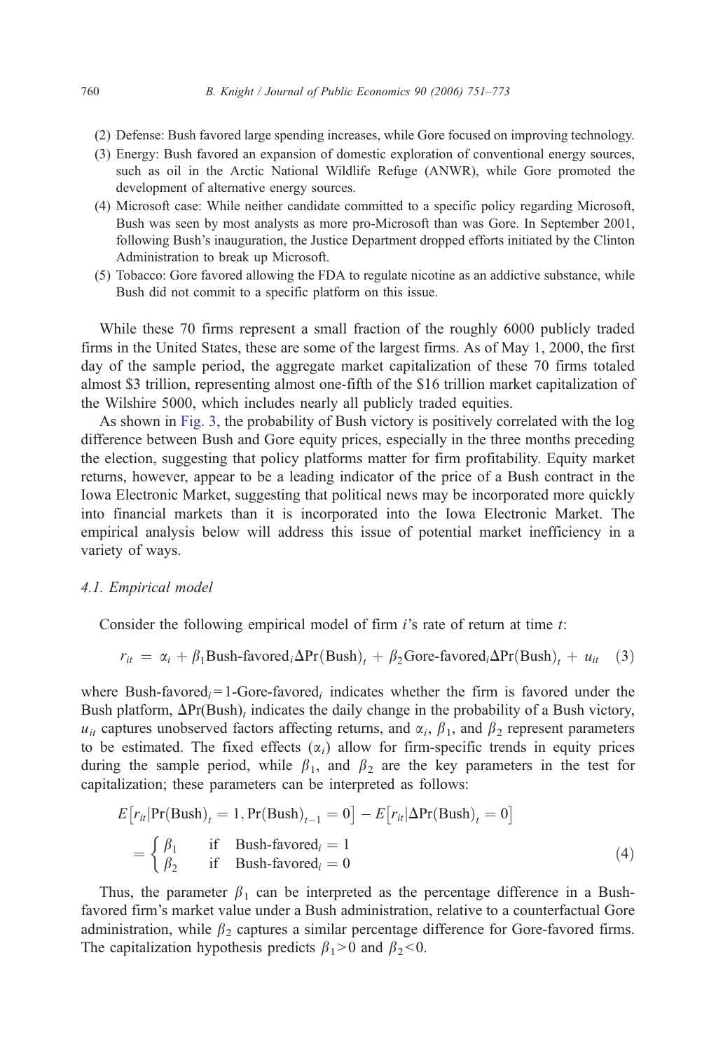(2) Defense: Bush favored large spending increases, while Gore focused on improving technology.
(3) Energy: Bush favored an expansion of domestic exploration of conventional energy sources, such as oil in the Arctic National Wildlife Refuge (ANWR), while Gore promoted the development of alternative energy sources.
(4) Microsoft case: While neither candidate committed to a specific policy regarding Microsoft, Bush was seen by most analysts as more pro-Microsoft than was Gore. In September 2001, following Bush's inauguration, the Justice Department dropped efforts initiated by the Clinton Administration to break up Microsoft.
(5) Tobacco: Gore favored allowing the FDA to regulate nicotine as an addictive substance, while Bush did not commit to a specific platform on this issue.

While these 70 firms represent a small fraction of the roughly 6000 publicly traded firms in the United States, these are some of the largest firms. As of May 1, 2000, the first day of the sample period, the aggregate market capitalization of these 70 firms totaled almost \$3 trillion, representing almost one-fifth of the \$16 trillion market capitalization of the Wilshire 5000, which includes nearly all publicly traded equities.

As shown in Fig. 3, the probability of Bush victory is positively correlated with the log difference between Bush and Gore equity prices, especially in the three months preceding the election, suggesting that policy platforms matter for firm profitability. Equity market returns, however, appear to be a leading indicator of the price of a Bush contract in the Iowa Electronic Market, suggesting that political news may be incorporated more quickly into financial markets than it is incorporated into the Iowa Electronic Market. The empirical analysis below will address this issue of potential market inefficiency in a variety of ways.

### *4.1. Empirical model*

Consider the following empirical model of firm $i$'s rate of return at time $t$:

$$r_{it} = \alpha_i + \beta_1 \text{Bush-favored}_i \Delta \text{Pr(Bush)}_t + \beta_2 \text{Gore-favored}_i \Delta \text{Pr(Bush)}_t + u_{it} \quad (3)$$

where $\text{Bush-favored}_i = 1\text{-Gore-favored}_i$ indicates whether the firm is favored under the Bush platform, $\Delta\text{Pr(Bush)}_t$ indicates the daily change in the probability of a Bush victory, $u_{it}$ captures unobserved factors affecting returns, and $\alpha_i$, $\beta_1$, and $\beta_2$ represent parameters to be estimated. The fixed effects ($\alpha_i$) allow for firm-specific trends in equity prices during the sample period, while $\beta_1$, and $\beta_2$ are the key parameters in the test for capitalization; these parameters can be interpreted as follows:

$$E\left[r_{it}|\text{Pr(Bush)}_t = 1, \text{Pr(Bush)}_{t-1} = 0\right] - E\left[r_{it}|\Delta\text{Pr(Bush)}_t = 0\right] = \begin{cases} \beta_1 & \text{if} \quad \text{Bush-favored}_i = 1 \\ \beta_2 & \text{if} \quad \text{Bush-favored}_i = 0 \end{cases} \quad (4)$$

Thus, the parameter $\beta_1$ can be interpreted as the percentage difference in a Bush-favored firm's market value under a Bush administration, relative to a counterfactual Gore administration, while $\beta_2$ captures a similar percentage difference for Gore-favored firms. The capitalization hypothesis predicts $\beta_1 > 0$ and $\beta_2 < 0$.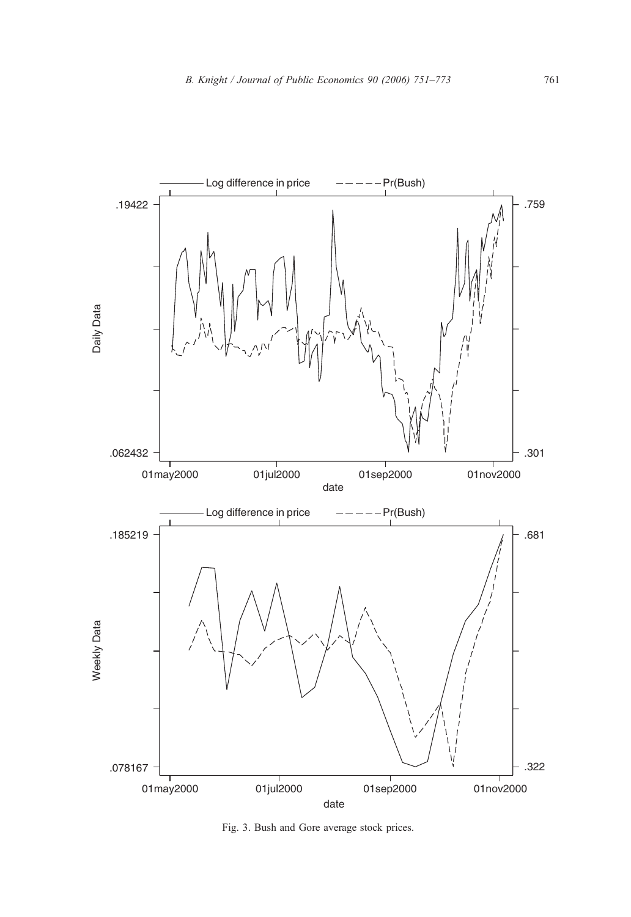Fig. 3. Bush and Gore average stock prices.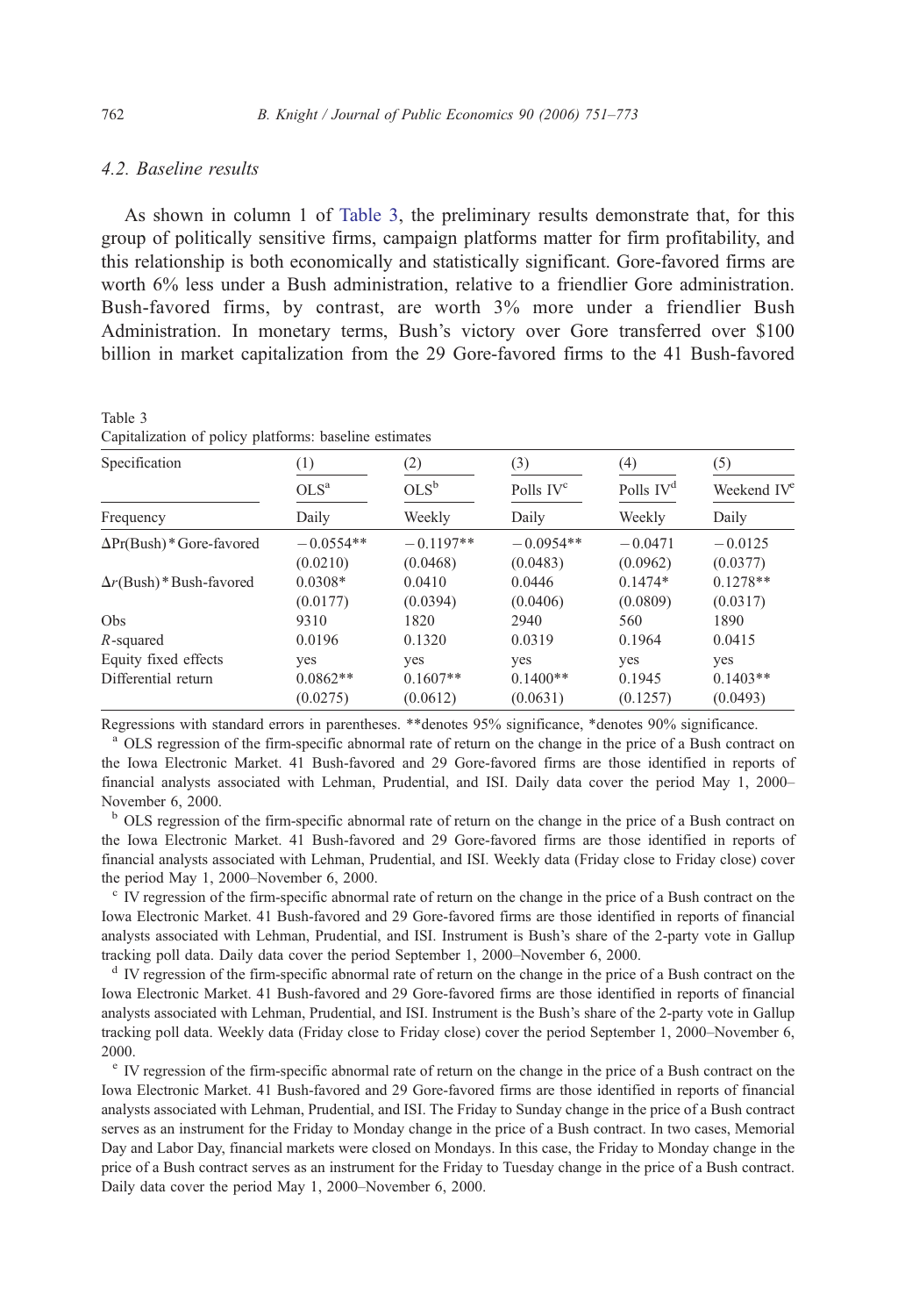### 4.2. Baseline results

As shown in column 1 of Table 3, the preliminary results demonstrate that, for this group of politically sensitive firms, campaign platforms matter for firm profitability, and this relationship is both economically and statistically significant. Gore-favored firms are worth 6% less under a Bush administration, relative to a friendlier Gore administration. Bush-favored firms, by contrast, are worth 3% more under a friendlier Bush Administration. In monetary terms, Bush's victory over Gore transferred over \$100 billion in market capitalization from the 29 Gore-favored firms to the 41 Bush-favored

Table 3
Capitalization of policy platforms: baseline estimates

| Specification | (1) | (2) | (3) | (4) | (5) |
|---|---|---|---|---|---|
| | OLS[a] | OLS[b] | Polls IV[c] | Polls IV[d] | Weekend IV[e] |
| Frequency | Daily | Weekly | Daily | Weekly | Daily |
| $\Delta$Pr(Bush) * Gore-favored | −0.0554** | −0.1197** | −0.0954** | −0.0471 | −0.0125 |
| | (0.0210) | (0.0468) | (0.0483) | (0.0962) | (0.0377) |
| $\Delta r$(Bush) * Bush-favored | 0.0308* | 0.0410 | 0.0446 | 0.1474* | 0.1278** |
| | (0.0177) | (0.0394) | (0.0406) | (0.0809) | (0.0317) |
| Obs | 9310 | 1820 | 2940 | 560 | 1890 |
| $R$-squared | 0.0196 | 0.1320 | 0.0319 | 0.1964 | 0.0415 |
| Equity fixed effects | yes | yes | yes | yes | yes |
| Differential return | 0.0862** | 0.1607** | 0.1400** | 0.1945 | 0.1403** |
| | (0.0275) | (0.0612) | (0.0631) | (0.1257) | (0.0493) |

Regressions with standard errors in parentheses. **denotes 95% significance, *denotes 90% significance.

[a] OLS regression of the firm-specific abnormal rate of return on the change in the price of a Bush contract on the Iowa Electronic Market. 41 Bush-favored and 29 Gore-favored firms are those identified in reports of financial analysts associated with Lehman, Prudential, and ISI. Daily data cover the period May 1, 2000–November 6, 2000.

[b] OLS regression of the firm-specific abnormal rate of return on the change in the price of a Bush contract on the Iowa Electronic Market. 41 Bush-favored and 29 Gore-favored firms are those identified in reports of financial analysts associated with Lehman, Prudential, and ISI. Weekly data (Friday close to Friday close) cover the period May 1, 2000–November 6, 2000.

[c] IV regression of the firm-specific abnormal rate of return on the change in the price of a Bush contract on the Iowa Electronic Market. 41 Bush-favored and 29 Gore-favored firms are those identified in reports of financial analysts associated with Lehman, Prudential, and ISI. Instrument is Bush's share of the 2-party vote in Gallup tracking poll data. Daily data cover the period September 1, 2000–November 6, 2000.

[d] IV regression of the firm-specific abnormal rate of return on the change in the price of a Bush contract on the Iowa Electronic Market. 41 Bush-favored and 29 Gore-favored firms are those identified in reports of financial analysts associated with Lehman, Prudential, and ISI. Instrument is the Bush's share of the 2-party vote in Gallup tracking poll data. Weekly data (Friday close to Friday close) cover the period September 1, 2000–November 6, 2000.

[e] IV regression of the firm-specific abnormal rate of return on the change in the price of a Bush contract on the Iowa Electronic Market. 41 Bush-favored and 29 Gore-favored firms are those identified in reports of financial analysts associated with Lehman, Prudential, and ISI. The Friday to Sunday change in the price of a Bush contract serves as an instrument for the Friday to Monday change in the price of a Bush contract. In two cases, Memorial Day and Labor Day, financial markets were closed on Mondays. In this case, the Friday to Monday change in the price of a Bush contract serves as an instrument for the Friday to Tuesday change in the price of a Bush contract. Daily data cover the period May 1, 2000–November 6, 2000.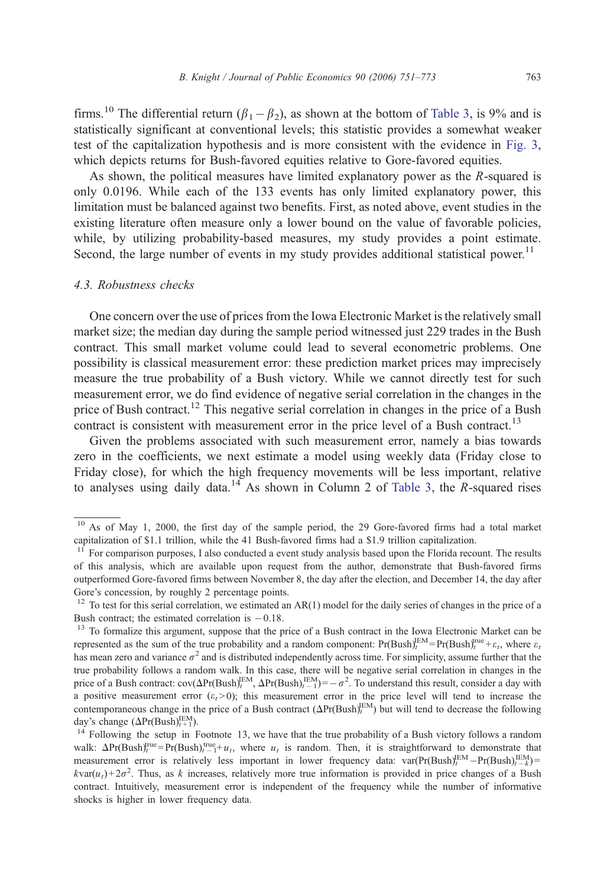firms.[10] The differential return ($\beta_1 - \beta_2$), as shown at the bottom of Table 3, is 9% and is statistically significant at conventional levels; this statistic provides a somewhat weaker test of the capitalization hypothesis and is more consistent with the evidence in Fig. 3, which depicts returns for Bush-favored equities relative to Gore-favored equities.

As shown, the political measures have limited explanatory power as the $R$-squared is only 0.0196. While each of the 133 events has only limited explanatory power, this limitation must be balanced against two benefits. First, as noted above, event studies in the existing literature often measure only a lower bound on the value of favorable policies, while, by utilizing probability-based measures, my study provides a point estimate. Second, the large number of events in my study provides additional statistical power.[11]

### 4.3. Robustness checks

One concern over the use of prices from the Iowa Electronic Market is the relatively small market size; the median day during the sample period witnessed just 229 trades in the Bush contract. This small market volume could lead to several econometric problems. One possibility is classical measurement error: these prediction market prices may imprecisely measure the true probability of a Bush victory. While we cannot directly test for such measurement error, we do find evidence of negative serial correlation in the changes in the price of Bush contract.[12] This negative serial correlation in changes in the price of a Bush contract is consistent with measurement error in the price level of a Bush contract.[13]

Given the problems associated with such measurement error, namely a bias towards zero in the coefficients, we next estimate a model using weekly data (Friday close to Friday close), for which the high frequency movements will be less important, relative to analyses using daily data.[14] As shown in Column 2 of Table 3, the $R$-squared rises

---

[10] As of May 1, 2000, the first day of the sample period, the 29 Gore-favored firms had a total market capitalization of \$1.1 trillion, while the 41 Bush-favored firms had a \$1.9 trillion capitalization.

[11] For comparison purposes, I also conducted a event study analysis based upon the Florida recount. The results of this analysis, which are available upon request from the author, demonstrate that Bush-favored firms outperformed Gore-favored firms between November 8, the day after the election, and December 14, the day after Gore's concession, by roughly 2 percentage points.

[12] To test for this serial correlation, we estimated an AR(1) model for the daily series of changes in the price of a Bush contract; the estimated correlation is $-0.18$.

[13] To formalize this argument, suppose that the price of a Bush contract in the Iowa Electronic Market can be represented as the sum of the true probability and a random component: $\Pr(\text{Bush})_t^{\text{IEM}} = \Pr(\text{Bush})_t^{\text{true}} + \varepsilon_t$, where $\varepsilon_t$ has mean zero and variance $\sigma^2$ and is distributed independently across time. For simplicity, assume further that the true probability follows a random walk. In this case, there will be negative serial correlation in changes in the price of a Bush contract: $\text{cov}(\Delta\Pr(\text{Bush})_t^{\text{IEM}}, \Delta\Pr(\text{Bush})_{t-1}^{\text{IEM}}) = -\sigma^2$. To understand this result, consider a day with a positive measurement error ($\varepsilon_t > 0$); this measurement error in the price level will tend to increase the contemporaneous change in the price of a Bush contract ($\Delta\Pr(\text{Bush})_t^{\text{IEM}}$) but will tend to decrease the following day's change ($\Delta\Pr(\text{Bush})_{t+1}^{\text{IEM}}$).

[14] Following the setup in Footnote 13, we have that the true probability of a Bush victory follows a random walk: $\Delta\Pr(\text{Bush})_t^{\text{true}} = \Pr(\text{Bush})_{t-1}^{\text{true}} + u_t$, where $u_t$ is random. Then, it is straightforward to demonstrate that measurement error is relatively less important in lower frequency data: $\text{var}(\Pr(\text{Bush})_t^{\text{IEM}} - \Pr(\text{Bush})_{t-k}^{\text{IEM}}) = k\text{var}(u_t) + 2\sigma^2$. Thus, as $k$ increases, relatively more true information is provided in price changes of a Bush contract. Intuitively, measurement error is independent of the frequency while the number of informative shocks is higher in lower frequency data.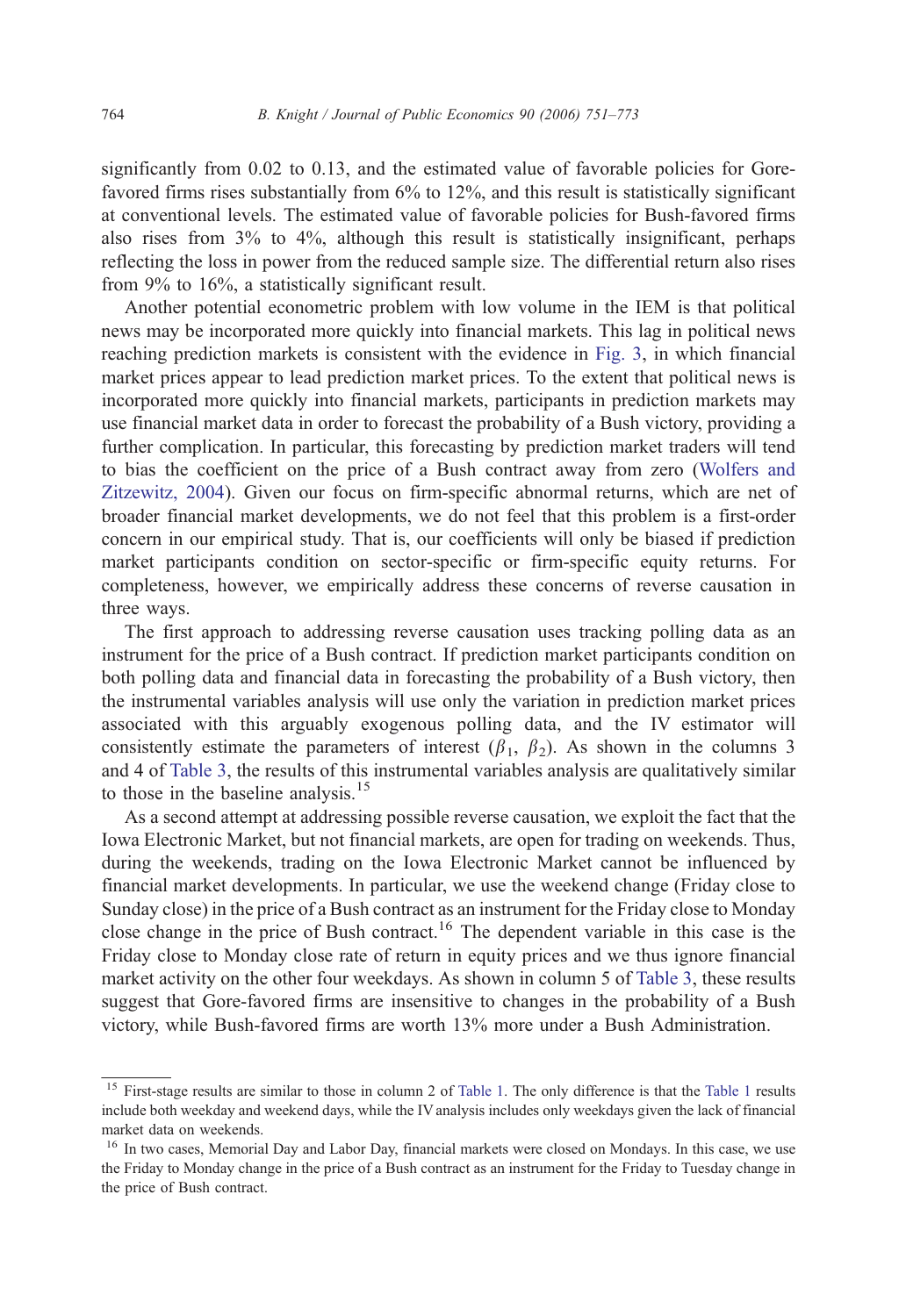significantly from 0.02 to 0.13, and the estimated value of favorable policies for Gore-favored firms rises substantially from 6% to 12%, and this result is statistically significant at conventional levels. The estimated value of favorable policies for Bush-favored firms also rises from 3% to 4%, although this result is statistically insignificant, perhaps reflecting the loss in power from the reduced sample size. The differential return also rises from 9% to 16%, a statistically significant result.

Another potential econometric problem with low volume in the IEM is that political news may be incorporated more quickly into financial markets. This lag in political news reaching prediction markets is consistent with the evidence in Fig. 3, in which financial market prices appear to lead prediction market prices. To the extent that political news is incorporated more quickly into financial markets, participants in prediction markets may use financial market data in order to forecast the probability of a Bush victory, providing a further complication. In particular, this forecasting by prediction market traders will tend to bias the coefficient on the price of a Bush contract away from zero (Wolfers and Zitzewitz, 2004). Given our focus on firm-specific abnormal returns, which are net of broader financial market developments, we do not feel that this problem is a first-order concern in our empirical study. That is, our coefficients will only be biased if prediction market participants condition on sector-specific or firm-specific equity returns. For completeness, however, we empirically address these concerns of reverse causation in three ways.

The first approach to addressing reverse causation uses tracking polling data as an instrument for the price of a Bush contract. If prediction market participants condition on both polling data and financial data in forecasting the probability of a Bush victory, then the instrumental variables analysis will use only the variation in prediction market prices associated with this arguably exogenous polling data, and the IV estimator will consistently estimate the parameters of interest ($\beta_1$, $\beta_2$). As shown in the columns 3 and 4 of Table 3, the results of this instrumental variables analysis are qualitatively similar to those in the baseline analysis.[15]

As a second attempt at addressing possible reverse causation, we exploit the fact that the Iowa Electronic Market, but not financial markets, are open for trading on weekends. Thus, during the weekends, trading on the Iowa Electronic Market cannot be influenced by financial market developments. In particular, we use the weekend change (Friday close to Sunday close) in the price of a Bush contract as an instrument for the Friday close to Monday close change in the price of Bush contract.[16] The dependent variable in this case is the Friday close to Monday close rate of return in equity prices and we thus ignore financial market activity on the other four weekdays. As shown in column 5 of Table 3, these results suggest that Gore-favored firms are insensitive to changes in the probability of a Bush victory, while Bush-favored firms are worth 13% more under a Bush Administration.

[15] First-stage results are similar to those in column 2 of Table 1. The only difference is that the Table 1 results include both weekday and weekend days, while the IV analysis includes only weekdays given the lack of financial market data on weekends.

[16] In two cases, Memorial Day and Labor Day, financial markets were closed on Mondays. In this case, we use the Friday to Monday change in the price of a Bush contract as an instrument for the Friday to Tuesday change in the price of Bush contract.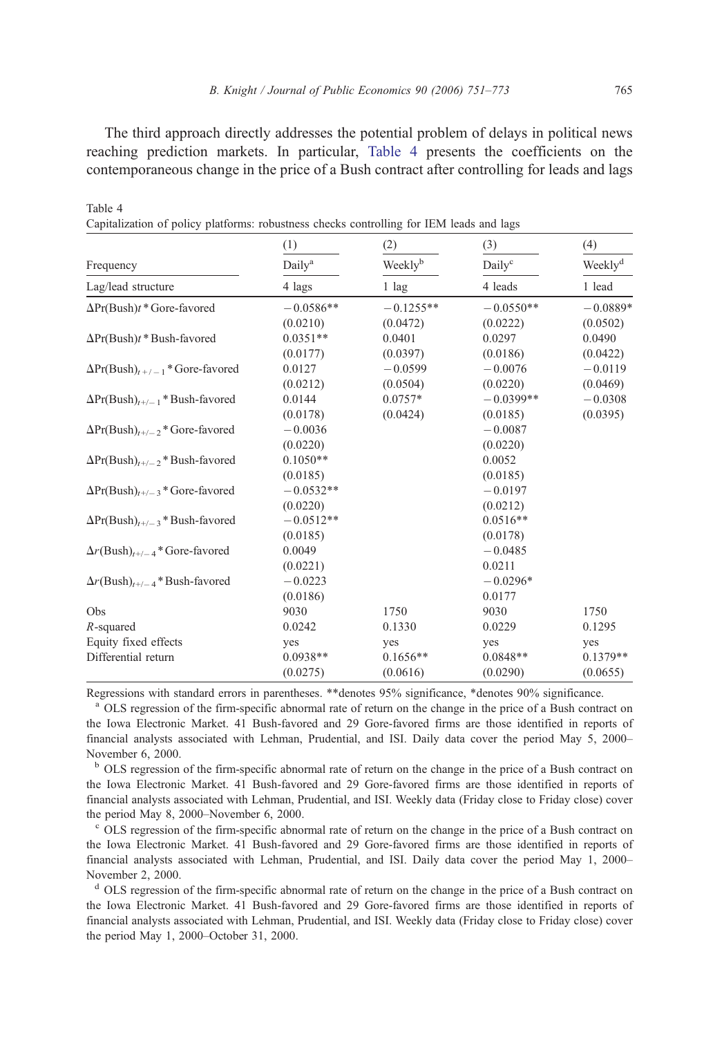The third approach directly addresses the potential problem of delays in political news reaching prediction markets. In particular, Table 4 presents the coefficients on the contemporaneous change in the price of a Bush contract after controlling for leads and lags

Table 4
Capitalization of policy platforms: robustness checks controlling for IEM leads and lags

| | (1) | (2) | (3) | (4) |
|---|---|---|---|---|
| Frequency | Daily[a] | Weekly[b] | Daily[c] | Weekly[d] |
| Lag/lead structure | 4 lags | 1 lag | 4 leads | 1 lead |
| $\Delta$Pr(Bush)$t$ * Gore-favored | −0.0586** | −0.1255** | −0.0550** | −0.0889* |
| | (0.0210) | (0.0472) | (0.0222) | (0.0502) |
| $\Delta$Pr(Bush)$t$ * Bush-favored | 0.0351** | 0.0401 | 0.0297 | 0.0490 |
| | (0.0177) | (0.0397) | (0.0186) | (0.0422) |
| $\Delta\text{Pr(Bush)}_{t+/-1}$ * Gore-favored | 0.0127 | −0.0599 | −0.0076 | −0.0119 |
| | (0.0212) | (0.0504) | (0.0220) | (0.0469) |
| $\Delta\text{Pr(Bush)}_{t+/-1}$ * Bush-favored | 0.0144 | 0.0757* | −0.0399** | −0.0308 |
| | (0.0178) | (0.0424) | (0.0185) | (0.0395) |
| $\Delta\text{Pr(Bush)}_{t+/-2}$ * Gore-favored | −0.0036 | | −0.0087 | |
| | (0.0220) | | (0.0220) | |
| $\Delta\text{Pr(Bush)}_{t+/-2}$ * Bush-favored | 0.1050** | | 0.0052 | |
| | (0.0185) | | (0.0185) | |
| $\Delta\text{Pr(Bush)}_{t+/-3}$ * Gore-favored | −0.0532** | | −0.0197 | |
| | (0.0220) | | (0.0212) | |
| $\Delta\text{Pr(Bush)}_{t+/-3}$ * Bush-favored | −0.0512** | | 0.0516** | |
| | (0.0185) | | (0.0178) | |
| $\Delta r\text{(Bush)}_{t+/-4}$ * Gore-favored | 0.0049 | | −0.0485 | |
| | (0.0221) | | 0.0211 | |
| $\Delta r\text{(Bush)}_{t+/-4}$ * Bush-favored | −0.0223 | | −0.0296* | |
| | (0.0186) | | 0.0177 | |
| Obs | 9030 | 1750 | 9030 | 1750 |
| $R$-squared | 0.0242 | 0.1330 | 0.0229 | 0.1295 |
| Equity fixed effects | yes | yes | yes | yes |
| Differential return | 0.0938** | 0.1656** | 0.0848** | 0.1379** |
| | (0.0275) | (0.0616) | (0.0290) | (0.0655) |

Regressions with standard errors in parentheses. **denotes 95% significance, *denotes 90% significance.

[a] OLS regression of the firm-specific abnormal rate of return on the change in the price of a Bush contract on the Iowa Electronic Market. 41 Bush-favored and 29 Gore-favored firms are those identified in reports of financial analysts associated with Lehman, Prudential, and ISI. Daily data cover the period May 5, 2000–November 6, 2000.

[b] OLS regression of the firm-specific abnormal rate of return on the change in the price of a Bush contract on the Iowa Electronic Market. 41 Bush-favored and 29 Gore-favored firms are those identified in reports of financial analysts associated with Lehman, Prudential, and ISI. Weekly data (Friday close to Friday close) cover the period May 8, 2000–November 6, 2000.

[c] OLS regression of the firm-specific abnormal rate of return on the change in the price of a Bush contract on the Iowa Electronic Market. 41 Bush-favored and 29 Gore-favored firms are those identified in reports of financial analysts associated with Lehman, Prudential, and ISI. Daily data cover the period May 1, 2000–November 2, 2000.

[d] OLS regression of the firm-specific abnormal rate of return on the change in the price of a Bush contract on the Iowa Electronic Market. 41 Bush-favored and 29 Gore-favored firms are those identified in reports of financial analysts associated with Lehman, Prudential, and ISI. Weekly data (Friday close to Friday close) cover the period May 1, 2000–October 31, 2000.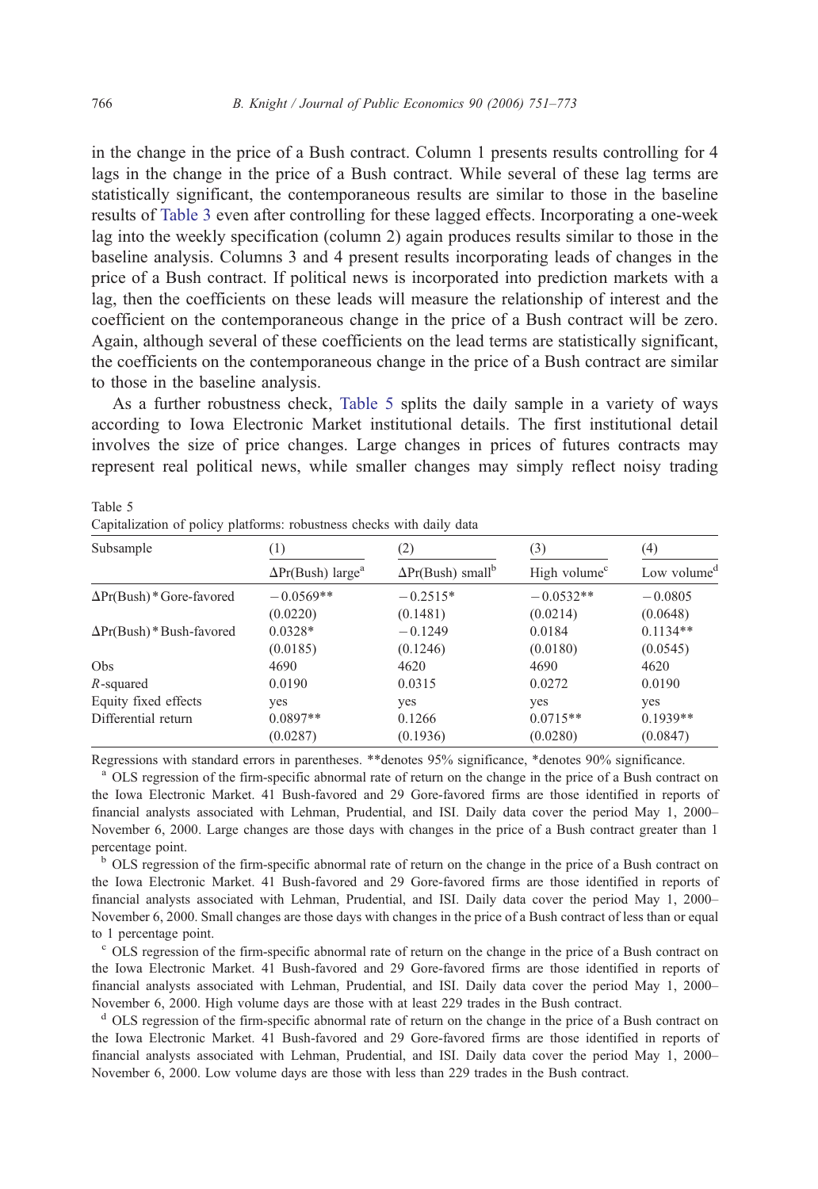in the change in the price of a Bush contract. Column 1 presents results controlling for 4 lags in the change in the price of a Bush contract. While several of these lag terms are statistically significant, the contemporaneous results are similar to those in the baseline results of Table 3 even after controlling for these lagged effects. Incorporating a one-week lag into the weekly specification (column 2) again produces results similar to those in the baseline analysis. Columns 3 and 4 present results incorporating leads of changes in the price of a Bush contract. If political news is incorporated into prediction markets with a lag, then the coefficients on these leads will measure the relationship of interest and the coefficient on the contemporaneous change in the price of a Bush contract will be zero. Again, although several of these coefficients on the lead terms are statistically significant, the coefficients on the contemporaneous change in the price of a Bush contract are similar to those in the baseline analysis.

As a further robustness check, Table 5 splits the daily sample in a variety of ways according to Iowa Electronic Market institutional details. The first institutional detail involves the size of price changes. Large changes in prices of futures contracts may represent real political news, while smaller changes may simply reflect noisy trading

Table 5

Capitalization of policy platforms: robustness checks with daily data

| Subsample | (1) | (2) | (3) | (4) |
|---|---|---|---|---|
| | ΔPr(Bush) large[a] | ΔPr(Bush) small[b] | High volume[c] | Low volume[d] |
| ΔPr(Bush) * Gore-favored | −0.0569** | −0.2515* | −0.0532** | −0.0805 |
| | (0.0220) | (0.1481) | (0.0214) | (0.0648) |
| ΔPr(Bush) * Bush-favored | 0.0328* | −0.1249 | 0.0184 | 0.1134** |
| | (0.0185) | (0.1246) | (0.0180) | (0.0545) |
| Obs | 4690 | 4620 | 4690 | 4620 |
| $R$-squared | 0.0190 | 0.0315 | 0.0272 | 0.0190 |
| Equity fixed effects | yes | yes | yes | yes |
| Differential return | 0.0897** | 0.1266 | 0.0715** | 0.1939** |
| | (0.0287) | (0.1936) | (0.0280) | (0.0847) |

Regressions with standard errors in parentheses. **denotes 95% significance, *denotes 90% significance.

[a] OLS regression of the firm-specific abnormal rate of return on the change in the price of a Bush contract on the Iowa Electronic Market. 41 Bush-favored and 29 Gore-favored firms are those identified in reports of financial analysts associated with Lehman, Prudential, and ISI. Daily data cover the period May 1, 2000–November 6, 2000. Large changes are those days with changes in the price of a Bush contract greater than 1 percentage point.

[b] OLS regression of the firm-specific abnormal rate of return on the change in the price of a Bush contract on the Iowa Electronic Market. 41 Bush-favored and 29 Gore-favored firms are those identified in reports of financial analysts associated with Lehman, Prudential, and ISI. Daily data cover the period May 1, 2000–November 6, 2000. Small changes are those days with changes in the price of a Bush contract of less than or equal to 1 percentage point.

[c] OLS regression of the firm-specific abnormal rate of return on the change in the price of a Bush contract on the Iowa Electronic Market. 41 Bush-favored and 29 Gore-favored firms are those identified in reports of financial analysts associated with Lehman, Prudential, and ISI. Daily data cover the period May 1, 2000–November 6, 2000. High volume days are those with at least 229 trades in the Bush contract.

[d] OLS regression of the firm-specific abnormal rate of return on the change in the price of a Bush contract on the Iowa Electronic Market. 41 Bush-favored and 29 Gore-favored firms are those identified in reports of financial analysts associated with Lehman, Prudential, and ISI. Daily data cover the period May 1, 2000–November 6, 2000. Low volume days are those with less than 229 trades in the Bush contract.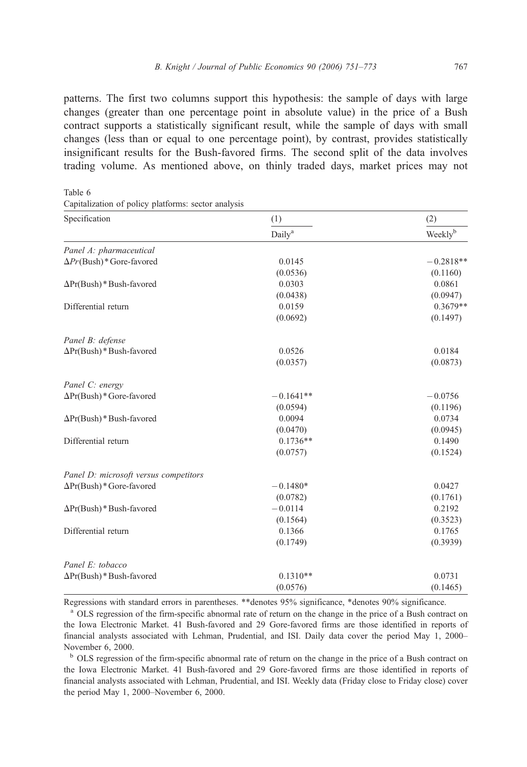patterns. The first two columns support this hypothesis: the sample of days with large changes (greater than one percentage point in absolute value) in the price of a Bush contract supports a statistically significant result, while the sample of days with small changes (less than or equal to one percentage point), by contrast, provides statistically insignificant results for the Bush-favored firms. The second split of the data involves trading volume. As mentioned above, on thinly traded days, market prices may not

Table 6
Capitalization of policy platforms: sector analysis

| Specification | (1) | (2) |
|---|---|---|
| | Daily[a] | Weekly[b] |
| *Panel A: pharmaceutical* | | |
| $\Delta Pr$(Bush)*Gore-favored | 0.0145 | −0.2818** |
| | (0.0536) | (0.1160) |
| $\Delta$Pr(Bush)*Bush-favored | 0.0303 | 0.0861 |
| | (0.0438) | (0.0947) |
| Differential return | 0.0159 | 0.3679** |
| | (0.0692) | (0.1497) |
| *Panel B: defense* | | |
| $\Delta$Pr(Bush)*Bush-favored | 0.0526 | 0.0184 |
| | (0.0357) | (0.0873) |
| *Panel C: energy* | | |
| $\Delta$Pr(Bush)*Gore-favored | −0.1641** | −0.0756 |
| | (0.0594) | (0.1196) |
| $\Delta$Pr(Bush)*Bush-favored | 0.0094 | 0.0734 |
| | (0.0470) | (0.0945) |
| Differential return | 0.1736** | 0.1490 |
| | (0.0757) | (0.1524) |
| *Panel D: microsoft versus competitors* | | |
| $\Delta$Pr(Bush)*Gore-favored | −0.1480* | 0.0427 |
| | (0.0782) | (0.1761) |
| $\Delta$Pr(Bush)*Bush-favored | −0.0114 | 0.2192 |
| | (0.1564) | (0.3523) |
| Differential return | 0.1366 | 0.1765 |
| | (0.1749) | (0.3939) |
| *Panel E: tobacco* | | |
| $\Delta$Pr(Bush)*Bush-favored | 0.1310** | 0.0731 |
| | (0.0576) | (0.1465) |

Regressions with standard errors in parentheses. **denotes 95% significance, *denotes 90% significance.

[a] OLS regression of the firm-specific abnormal rate of return on the change in the price of a Bush contract on the Iowa Electronic Market. 41 Bush-favored and 29 Gore-favored firms are those identified in reports of financial analysts associated with Lehman, Prudential, and ISI. Daily data cover the period May 1, 2000–November 6, 2000.

[b] OLS regression of the firm-specific abnormal rate of return on the change in the price of a Bush contract on the Iowa Electronic Market. 41 Bush-favored and 29 Gore-favored firms are those identified in reports of financial analysts associated with Lehman, Prudential, and ISI. Weekly data (Friday close to Friday close) cover the period May 1, 2000–November 6, 2000.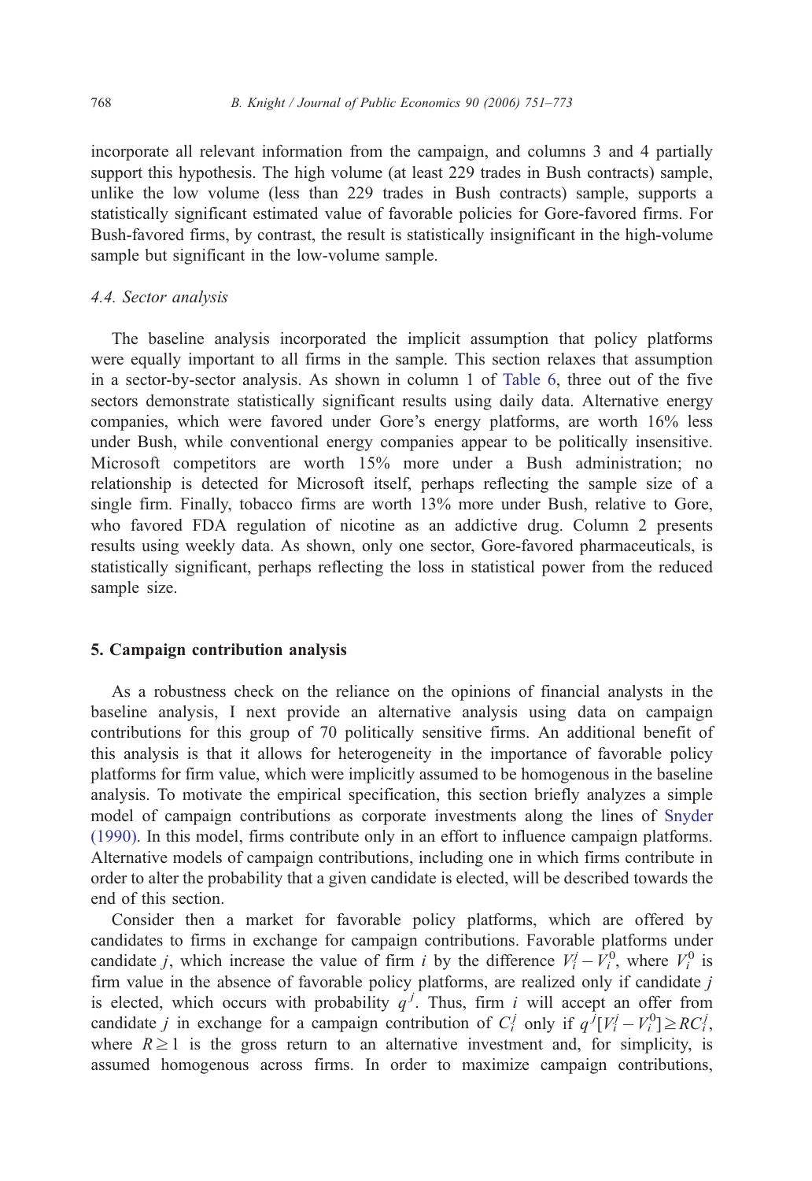incorporate all relevant information from the campaign, and columns 3 and 4 partially support this hypothesis. The high volume (at least 229 trades in Bush contracts) sample, unlike the low volume (less than 229 trades in Bush contracts) sample, supports a statistically significant estimated value of favorable policies for Gore-favored firms. For Bush-favored firms, by contrast, the result is statistically insignificant in the high-volume sample but significant in the low-volume sample.

### 4.4. Sector analysis

The baseline analysis incorporated the implicit assumption that policy platforms were equally important to all firms in the sample. This section relaxes that assumption in a sector-by-sector analysis. As shown in column 1 of Table 6, three out of the five sectors demonstrate statistically significant results using daily data. Alternative energy companies, which were favored under Gore's energy platforms, are worth 16% less under Bush, while conventional energy companies appear to be politically insensitive. Microsoft competitors are worth 15% more under a Bush administration; no relationship is detected for Microsoft itself, perhaps reflecting the sample size of a single firm. Finally, tobacco firms are worth 13% more under Bush, relative to Gore, who favored FDA regulation of nicotine as an addictive drug. Column 2 presents results using weekly data. As shown, only one sector, Gore-favored pharmaceuticals, is statistically significant, perhaps reflecting the loss in statistical power from the reduced sample size.

## 5. Campaign contribution analysis

As a robustness check on the reliance on the opinions of financial analysts in the baseline analysis, I next provide an alternative analysis using data on campaign contributions for this group of 70 politically sensitive firms. An additional benefit of this analysis is that it allows for heterogeneity in the importance of favorable policy platforms for firm value, which were implicitly assumed to be homogenous in the baseline analysis. To motivate the empirical specification, this section briefly analyzes a simple model of campaign contributions as corporate investments along the lines of Snyder (1990). In this model, firms contribute only in an effort to influence campaign platforms. Alternative models of campaign contributions, including one in which firms contribute in order to alter the probability that a given candidate is elected, will be described towards the end of this section.

Consider then a market for favorable policy platforms, which are offered by candidates to firms in exchange for campaign contributions. Favorable platforms under candidate $j$, which increase the value of firm $i$ by the difference $V_i^j - V_i^0$, where $V_i^0$ is firm value in the absence of favorable policy platforms, are realized only if candidate $j$ is elected, which occurs with probability $q^j$. Thus, firm $i$ will accept an offer from candidate $j$ in exchange for a campaign contribution of $C_i^j$ only if $q^j[V_i^j - V_i^0] \geq RC_i^j$, where $R \geq 1$ is the gross return to an alternative investment and, for simplicity, is assumed homogenous across firms. In order to maximize campaign contributions,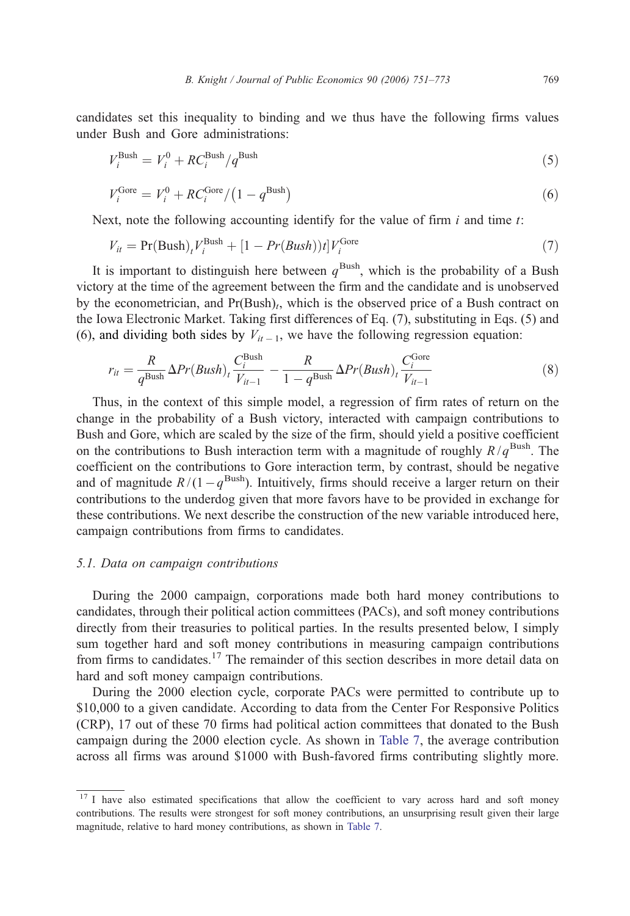candidates set this inequality to binding and we thus have the following firms values under Bush and Gore administrations:

$$V_i^{\text{Bush}} = V_i^0 + RC_i^{\text{Bush}}/q^{\text{Bush}} \tag{5}$$

$$V_i^{\text{Gore}} = V_i^0 + RC_i^{\text{Gore}}/\left(1 - q^{\text{Bush}}\right) \tag{6}$$

Next, note the following accounting identify for the value of firm $i$ and time $t$:

$$V_{it} = \Pr(\text{Bush})_t V_i^{\text{Bush}} + [1 - Pr(Bush))t]V_i^{\text{Gore}} \tag{7}$$

It is important to distinguish here between $q^{\text{Bush}}$, which is the probability of a Bush victory at the time of the agreement between the firm and the candidate and is unobserved by the econometrician, and $\Pr(\text{Bush})_t$, which is the observed price of a Bush contract on the Iowa Electronic Market. Taking first differences of Eq. (7), substituting in Eqs. (5) and (6), and dividing both sides by $V_{it-1}$, we have the following regression equation:

$$r_{it} = \frac{R}{q^{\text{Bush}}} \Delta Pr(Bush)_t \frac{C_i^{\text{Bush}}}{V_{it-1}} - \frac{R}{1 - q^{\text{Bush}}} \Delta Pr(Bush)_t \frac{C_i^{\text{Gore}}}{V_{it-1}} \tag{8}$$

Thus, in the context of this simple model, a regression of firm rates of return on the change in the probability of a Bush victory, interacted with campaign contributions to Bush and Gore, which are scaled by the size of the firm, should yield a positive coefficient on the contributions to Bush interaction term with a magnitude of roughly $R/q^{\text{Bush}}$. The coefficient on the contributions to Gore interaction term, by contrast, should be negative and of magnitude $R/(1-q^{\text{Bush}})$. Intuitively, firms should receive a larger return on their contributions to the underdog given that more favors have to be provided in exchange for these contributions. We next describe the construction of the new variable introduced here, campaign contributions from firms to candidates.

### *5.1. Data on campaign contributions*

During the 2000 campaign, corporations made both hard money contributions to candidates, through their political action committees (PACs), and soft money contributions directly from their treasuries to political parties. In the results presented below, I simply sum together hard and soft money contributions in measuring campaign contributions from firms to candidates.[17] The remainder of this section describes in more detail data on hard and soft money campaign contributions.

During the 2000 election cycle, corporate PACs were permitted to contribute up to \$10,000 to a given candidate. According to data from the Center For Responsive Politics (CRP), 17 out of these 70 firms had political action committees that donated to the Bush campaign during the 2000 election cycle. As shown in Table 7, the average contribution across all firms was around \$1000 with Bush-favored firms contributing slightly more.

[17] I have also estimated specifications that allow the coefficient to vary across hard and soft money contributions. The results were strongest for soft money contributions, an unsurprising result given their large magnitude, relative to hard money contributions, as shown in Table 7.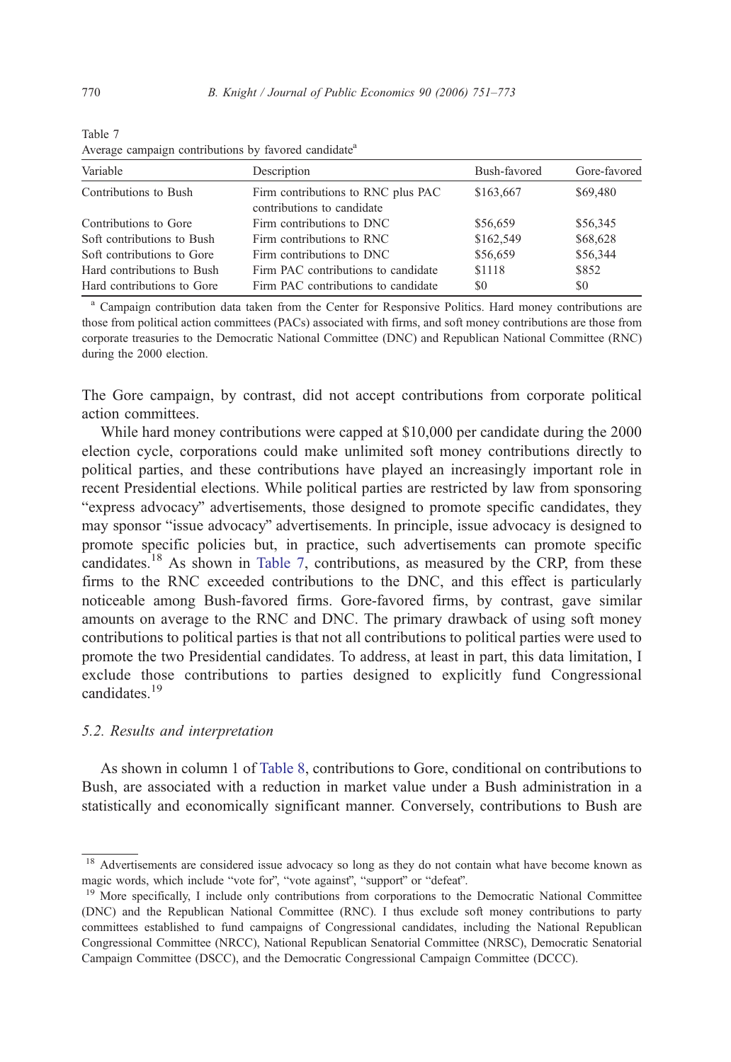Table 7
Average campaign contributions by favored candidate[a]

| Variable | Description | Bush-favored | Gore-favored |
|---|---|---|---|
| Contributions to Bush | Firm contributions to RNC plus PAC contributions to candidate | \$163,667 | \$69,480 |
| Contributions to Gore | Firm contributions to DNC | \$56,659 | \$56,345 |
| Soft contributions to Bush | Firm contributions to RNC | \$162,549 | \$68,628 |
| Soft contributions to Gore | Firm contributions to DNC | \$56,659 | \$56,344 |
| Hard contributions to Bush | Firm PAC contributions to candidate | \$1118 | \$852 |
| Hard contributions to Gore | Firm PAC contributions to candidate | \$0 | \$0 |

[a] Campaign contribution data taken from the Center for Responsive Politics. Hard money contributions are those from political action committees (PACs) associated with firms, and soft money contributions are those from corporate treasuries to the Democratic National Committee (DNC) and Republican National Committee (RNC) during the 2000 election.

The Gore campaign, by contrast, did not accept contributions from corporate political action committees.

While hard money contributions were capped at \$10,000 per candidate during the 2000 election cycle, corporations could make unlimited soft money contributions directly to political parties, and these contributions have played an increasingly important role in recent Presidential elections. While political parties are restricted by law from sponsoring "express advocacy" advertisements, those designed to promote specific candidates, they may sponsor "issue advocacy" advertisements. In principle, issue advocacy is designed to promote specific policies but, in practice, such advertisements can promote specific candidates.[18] As shown in Table 7, contributions, as measured by the CRP, from these firms to the RNC exceeded contributions to the DNC, and this effect is particularly noticeable among Bush-favored firms. Gore-favored firms, by contrast, gave similar amounts on average to the RNC and DNC. The primary drawback of using soft money contributions to political parties is that not all contributions to political parties were used to promote the two Presidential candidates. To address, at least in part, this data limitation, I exclude those contributions to parties designed to explicitly fund Congressional candidates.[19]

### 5.2. Results and interpretation

As shown in column 1 of Table 8, contributions to Gore, conditional on contributions to Bush, are associated with a reduction in market value under a Bush administration in a statistically and economically significant manner. Conversely, contributions to Bush are

[18] Advertisements are considered issue advocacy so long as they do not contain what have become known as magic words, which include "vote for", "vote against", "support" or "defeat".

[19] More specifically, I include only contributions from corporations to the Democratic National Committee (DNC) and the Republican National Committee (RNC). I thus exclude soft money contributions to party committees established to fund campaigns of Congressional candidates, including the National Republican Congressional Committee (NRCC), National Republican Senatorial Committee (NRSC), Democratic Senatorial Campaign Committee (DSCC), and the Democratic Congressional Campaign Committee (DCCC).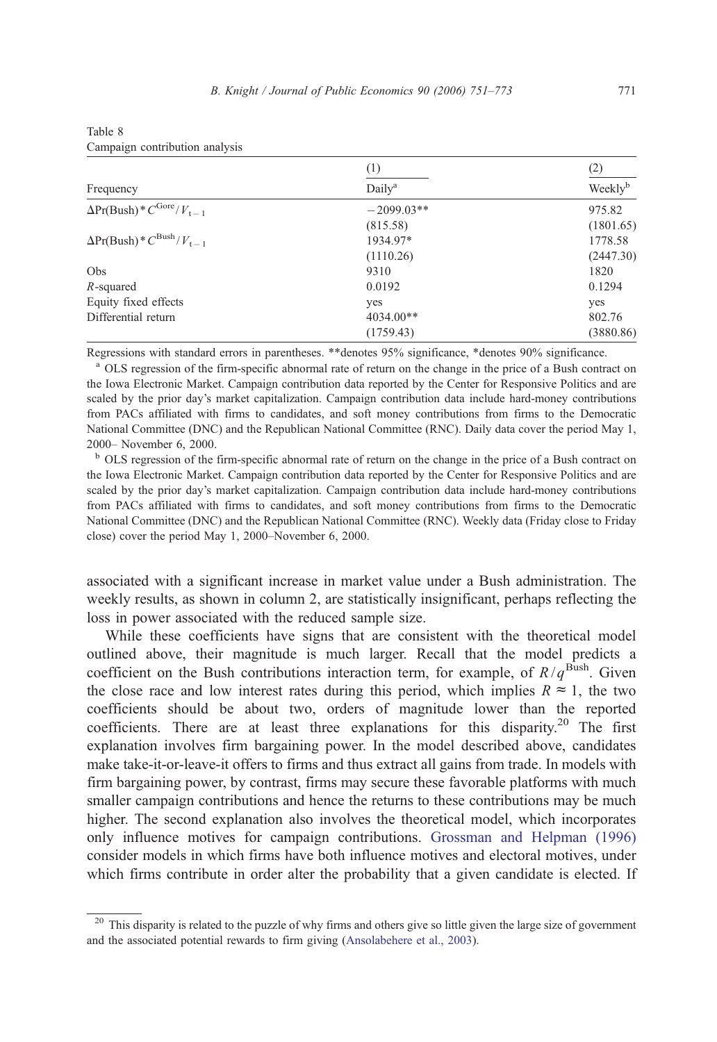Table 8
Campaign contribution analysis

| | (1) | (2) |
|---|---|---|
| Frequency | Daily[a] | Weekly[b] |
| $\Delta \Pr(\text{Bush}) * C^{\text{Gore}} / V_{t-1}$ | −2099.03** | 975.82 |
| | (815.58) | (1801.65) |
| $\Delta \Pr(\text{Bush}) * C^{\text{Bush}} / V_{t-1}$ | 1934.97* | 1778.58 |
| | (1110.26) | (2447.30) |
| Obs | 9310 | 1820 |
| $R$-squared | 0.0192 | 0.1294 |
| Equity fixed effects | yes | yes |
| Differential return | 4034.00** | 802.76 |
| | (1759.43) | (3880.86) |

Regressions with standard errors in parentheses. **denotes 95% significance, *denotes 90% significance.

[a] OLS regression of the firm-specific abnormal rate of return on the change in the price of a Bush contract on the Iowa Electronic Market. Campaign contribution data reported by the Center for Responsive Politics and are scaled by the prior day's market capitalization. Campaign contribution data include hard-money contributions from PACs affiliated with firms to candidates, and soft money contributions from firms to the Democratic National Committee (DNC) and the Republican National Committee (RNC). Daily data cover the period May 1, 2000– November 6, 2000.

[b] OLS regression of the firm-specific abnormal rate of return on the change in the price of a Bush contract on the Iowa Electronic Market. Campaign contribution data reported by the Center for Responsive Politics and are scaled by the prior day's market capitalization. Campaign contribution data include hard-money contributions from PACs affiliated with firms to candidates, and soft money contributions from firms to the Democratic National Committee (DNC) and the Republican National Committee (RNC). Weekly data (Friday close to Friday close) cover the period May 1, 2000–November 6, 2000.

associated with a significant increase in market value under a Bush administration. The weekly results, as shown in column 2, are statistically insignificant, perhaps reflecting the loss in power associated with the reduced sample size.

While these coefficients have signs that are consistent with the theoretical model outlined above, their magnitude is much larger. Recall that the model predicts a coefficient on the Bush contributions interaction term, for example, of $R/q^{\text{Bush}}$. Given the close race and low interest rates during this period, which implies $R \approx 1$, the two coefficients should be about two, orders of magnitude lower than the reported coefficients. There are at least three explanations for this disparity.[20] The first explanation involves firm bargaining power. In the model described above, candidates make take-it-or-leave-it offers to firms and thus extract all gains from trade. In models with firm bargaining power, by contrast, firms may secure these favorable platforms with much smaller campaign contributions and hence the returns to these contributions may be much higher. The second explanation also involves the theoretical model, which incorporates only influence motives for campaign contributions. Grossman and Helpman (1996) consider models in which firms have both influence motives and electoral motives, under which firms contribute in order alter the probability that a given candidate is elected. If

[20] This disparity is related to the puzzle of why firms and others give so little given the large size of government and the associated potential rewards to firm giving (Ansolabehere et al., 2003).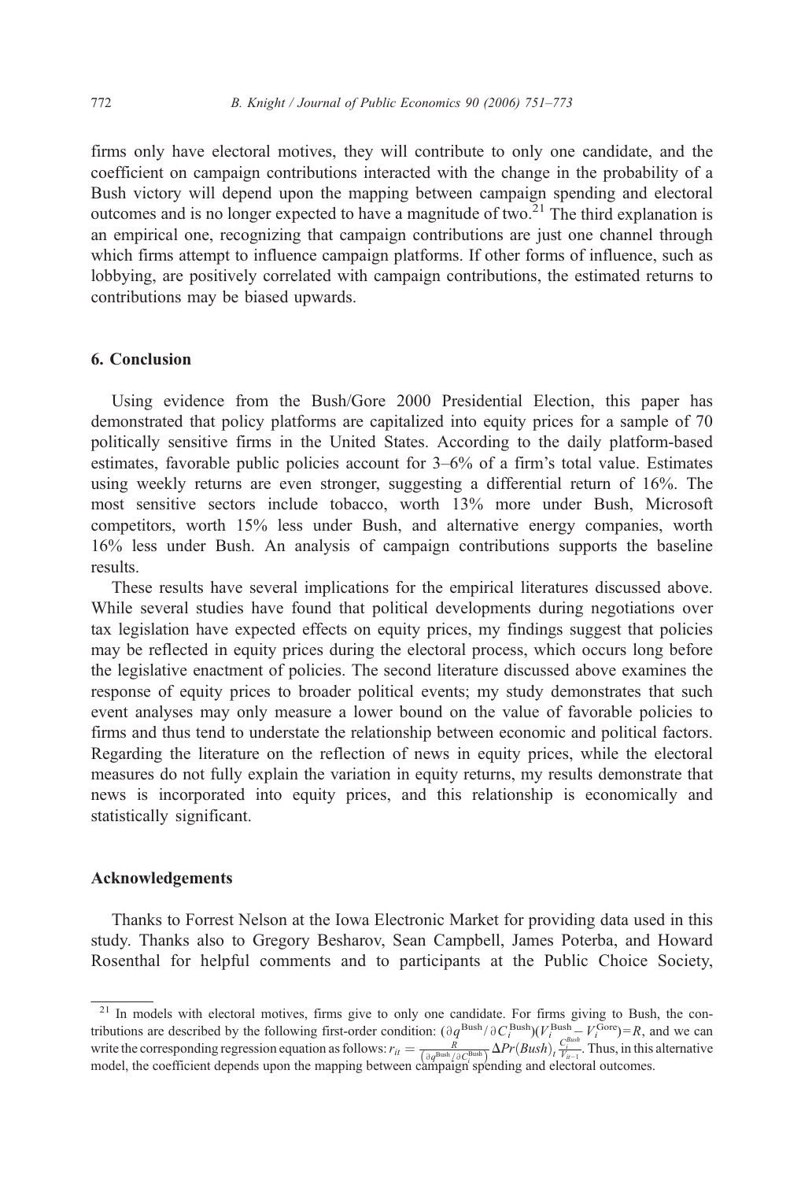firms only have electoral motives, they will contribute to only one candidate, and the coefficient on campaign contributions interacted with the change in the probability of a Bush victory will depend upon the mapping between campaign spending and electoral outcomes and is no longer expected to have a magnitude of two.[21] The third explanation is an empirical one, recognizing that campaign contributions are just one channel through which firms attempt to influence campaign platforms. If other forms of influence, such as lobbying, are positively correlated with campaign contributions, the estimated returns to contributions may be biased upwards.

## 6. Conclusion

Using evidence from the Bush/Gore 2000 Presidential Election, this paper has demonstrated that policy platforms are capitalized into equity prices for a sample of 70 politically sensitive firms in the United States. According to the daily platform-based estimates, favorable public policies account for 3–6% of a firm's total value. Estimates using weekly returns are even stronger, suggesting a differential return of 16%. The most sensitive sectors include tobacco, worth 13% more under Bush, Microsoft competitors, worth 15% less under Bush, and alternative energy companies, worth 16% less under Bush. An analysis of campaign contributions supports the baseline results.

These results have several implications for the empirical literatures discussed above. While several studies have found that political developments during negotiations over tax legislation have expected effects on equity prices, my findings suggest that policies may be reflected in equity prices during the electoral process, which occurs long before the legislative enactment of policies. The second literature discussed above examines the response of equity prices to broader political events; my study demonstrates that such event analyses may only measure a lower bound on the value of favorable policies to firms and thus tend to understate the relationship between economic and political factors. Regarding the literature on the reflection of news in equity prices, while the electoral measures do not fully explain the variation in equity returns, my results demonstrate that news is incorporated into equity prices, and this relationship is economically and statistically significant.

## Acknowledgements

Thanks to Forrest Nelson at the Iowa Electronic Market for providing data used in this study. Thanks also to Gregory Besharov, Sean Campbell, James Poterba, and Howard Rosenthal for helpful comments and to participants at the Public Choice Society,

---

[21] In models with electoral motives, firms give to only one candidate. For firms giving to Bush, the contributions are described by the following first-order condition: $(\partial q^{\text{Bush}}/\partial C_i^{\text{Bush}})(V_i^{\text{Bush}} - V_i^{\text{Gore}}) = R$, and we can write the corresponding regression equation as follows: $r_{it} = \frac{R}{\left(\partial q^{\text{Bush}}/\partial C_i^{\text{Bush}}\right)} \Delta Pr(Bush)_t \frac{C_i^{Bush}}{V_{it-1}}$. Thus, in this alternative model, the coefficient depends upon the mapping between campaign spending and electoral outcomes.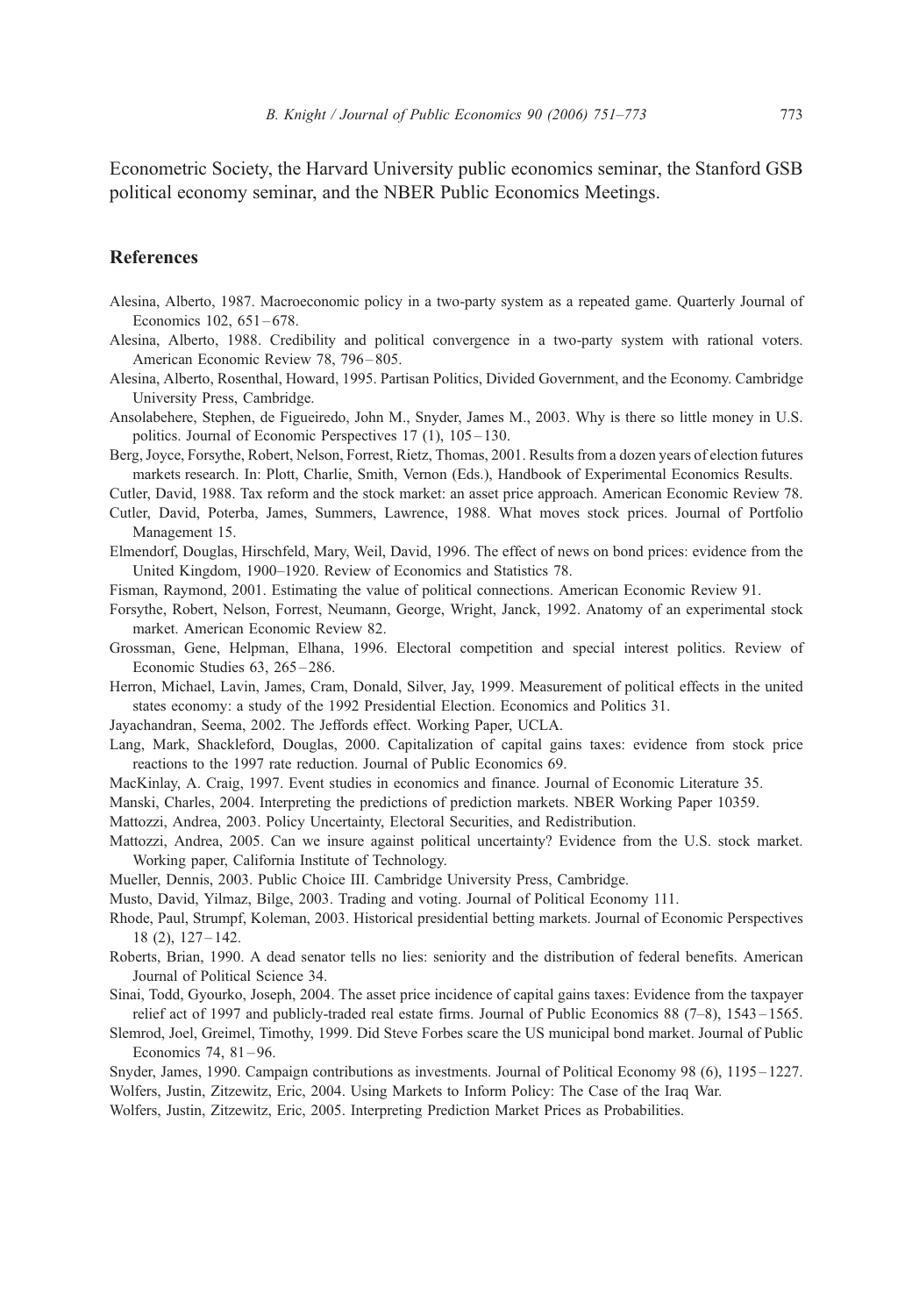Econometric Society, the Harvard University public economics seminar, the Stanford GSB political economy seminar, and the NBER Public Economics Meetings.

## References

Alesina, Alberto, 1987. Macroeconomic policy in a two-party system as a repeated game. Quarterly Journal of Economics 102, 651–678.

Alesina, Alberto, 1988. Credibility and political convergence in a two-party system with rational voters. American Economic Review 78, 796–805.

Alesina, Alberto, Rosenthal, Howard, 1995. Partisan Politics, Divided Government, and the Economy. Cambridge University Press, Cambridge.

Ansolabehere, Stephen, de Figueiredo, John M., Snyder, James M., 2003. Why is there so little money in U.S. politics. Journal of Economic Perspectives 17 (1), 105–130.

Berg, Joyce, Forsythe, Robert, Nelson, Forrest, Rietz, Thomas, 2001. Results from a dozen years of election futures markets research. In: Plott, Charlie, Smith, Vernon (Eds.), Handbook of Experimental Economics Results.

Cutler, David, 1988. Tax reform and the stock market: an asset price approach. American Economic Review 78.

Cutler, David, Poterba, James, Summers, Lawrence, 1988. What moves stock prices. Journal of Portfolio Management 15.

Elmendorf, Douglas, Hirschfeld, Mary, Weil, David, 1996. The effect of news on bond prices: evidence from the United Kingdom, 1900–1920. Review of Economics and Statistics 78.

Fisman, Raymond, 2001. Estimating the value of political connections. American Economic Review 91.

Forsythe, Robert, Nelson, Forrest, Neumann, George, Wright, Janck, 1992. Anatomy of an experimental stock market. American Economic Review 82.

Grossman, Gene, Helpman, Elhana, 1996. Electoral competition and special interest politics. Review of Economic Studies 63, 265–286.

Herron, Michael, Lavin, James, Cram, Donald, Silver, Jay, 1999. Measurement of political effects in the united states economy: a study of the 1992 Presidential Election. Economics and Politics 31.

Jayachandran, Seema, 2002. The Jeffords effect. Working Paper, UCLA.

Lang, Mark, Shackleford, Douglas, 2000. Capitalization of capital gains taxes: evidence from stock price reactions to the 1997 rate reduction. Journal of Public Economics 69.

MacKinlay, A. Craig, 1997. Event studies in economics and finance. Journal of Economic Literature 35.

Manski, Charles, 2004. Interpreting the predictions of prediction markets. NBER Working Paper 10359.

Mattozzi, Andrea, 2003. Policy Uncertainty, Electoral Securities, and Redistribution.

Mattozzi, Andrea, 2005. Can we insure against political uncertainty? Evidence from the U.S. stock market. Working paper, California Institute of Technology.

Mueller, Dennis, 2003. Public Choice III. Cambridge University Press, Cambridge.

Musto, David, Yilmaz, Bilge, 2003. Trading and voting. Journal of Political Economy 111.

Rhode, Paul, Strumpf, Koleman, 2003. Historical presidential betting markets. Journal of Economic Perspectives 18 (2), 127–142.

Roberts, Brian, 1990. A dead senator tells no lies: seniority and the distribution of federal benefits. American Journal of Political Science 34.

Sinai, Todd, Gyourko, Joseph, 2004. The asset price incidence of capital gains taxes: Evidence from the taxpayer relief act of 1997 and publicly-traded real estate firms. Journal of Public Economics 88 (7–8), 1543–1565.

Slemrod, Joel, Greimel, Timothy, 1999. Did Steve Forbes scare the US municipal bond market. Journal of Public Economics 74, 81–96.

Snyder, James, 1990. Campaign contributions as investments. Journal of Political Economy 98 (6), 1195–1227.

Wolfers, Justin, Zitzewitz, Eric, 2004. Using Markets to Inform Policy: The Case of the Iraq War.

Wolfers, Justin, Zitzewitz, Eric, 2005. Interpreting Prediction Market Prices as Probabilities.